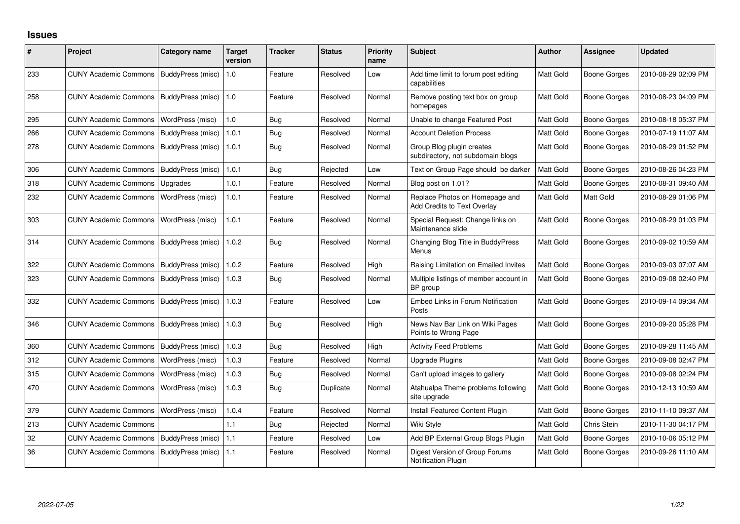# Issues

| # | Project | Category name | Target version | Tracker | Status | Priority name | Subject | Author | Assignee | Updated |
|---|---|---|---|---|---|---|---|---|---|---|
| 233 | CUNY Academic Commons | BuddyPress (misc) | 1.0 | Feature | Resolved | Low | Add time limit to forum post editing capabilities | Matt Gold | Boone Gorges | 2010-08-29 02:09 PM |
| 258 | CUNY Academic Commons | BuddyPress (misc) | 1.0 | Feature | Resolved | Normal | Remove posting text box on group homepages | Matt Gold | Boone Gorges | 2010-08-23 04:09 PM |
| 295 | CUNY Academic Commons | WordPress (misc) | 1.0 | Bug | Resolved | Normal | Unable to change Featured Post | Matt Gold | Boone Gorges | 2010-08-18 05:37 PM |
| 266 | CUNY Academic Commons | BuddyPress (misc) | 1.0.1 | Bug | Resolved | Normal | Account Deletion Process | Matt Gold | Boone Gorges | 2010-07-19 11:07 AM |
| 278 | CUNY Academic Commons | BuddyPress (misc) | 1.0.1 | Bug | Resolved | Normal | Group Blog plugin creates subdirectory, not subdomain blogs | Matt Gold | Boone Gorges | 2010-08-29 01:52 PM |
| 306 | CUNY Academic Commons | BuddyPress (misc) | 1.0.1 | Bug | Rejected | Low | Text on Group Page should be darker | Matt Gold | Boone Gorges | 2010-08-26 04:23 PM |
| 318 | CUNY Academic Commons | Upgrades | 1.0.1 | Feature | Resolved | Normal | Blog post on 1.01? | Matt Gold | Boone Gorges | 2010-08-31 09:40 AM |
| 232 | CUNY Academic Commons | WordPress (misc) | 1.0.1 | Feature | Resolved | Normal | Replace Photos on Homepage and Add Credits to Text Overlay | Matt Gold | Matt Gold | 2010-08-29 01:06 PM |
| 303 | CUNY Academic Commons | WordPress (misc) | 1.0.1 | Feature | Resolved | Normal | Special Request: Change links on Maintenance slide | Matt Gold | Boone Gorges | 2010-08-29 01:03 PM |
| 314 | CUNY Academic Commons | BuddyPress (misc) | 1.0.2 | Bug | Resolved | Normal | Changing Blog Title in BuddyPress Menus | Matt Gold | Boone Gorges | 2010-09-02 10:59 AM |
| 322 | CUNY Academic Commons | BuddyPress (misc) | 1.0.2 | Feature | Resolved | High | Raising Limitation on Emailed Invites | Matt Gold | Boone Gorges | 2010-09-03 07:07 AM |
| 323 | CUNY Academic Commons | BuddyPress (misc) | 1.0.3 | Bug | Resolved | Normal | Multiple listings of member account in BP group | Matt Gold | Boone Gorges | 2010-09-08 02:40 PM |
| 332 | CUNY Academic Commons | BuddyPress (misc) | 1.0.3 | Feature | Resolved | Low | Embed Links in Forum Notification Posts | Matt Gold | Boone Gorges | 2010-09-14 09:34 AM |
| 346 | CUNY Academic Commons | BuddyPress (misc) | 1.0.3 | Bug | Resolved | High | News Nav Bar Link on Wiki Pages Points to Wrong Page | Matt Gold | Boone Gorges | 2010-09-20 05:28 PM |
| 360 | CUNY Academic Commons | BuddyPress (misc) | 1.0.3 | Bug | Resolved | High | Activity Feed Problems | Matt Gold | Boone Gorges | 2010-09-28 11:45 AM |
| 312 | CUNY Academic Commons | WordPress (misc) | 1.0.3 | Feature | Resolved | Normal | Upgrade Plugins | Matt Gold | Boone Gorges | 2010-09-08 02:47 PM |
| 315 | CUNY Academic Commons | WordPress (misc) | 1.0.3 | Bug | Resolved | Normal | Can't upload images to gallery | Matt Gold | Boone Gorges | 2010-09-08 02:24 PM |
| 470 | CUNY Academic Commons | WordPress (misc) | 1.0.3 | Bug | Duplicate | Normal | Atahualpa Theme problems following site upgrade | Matt Gold | Boone Gorges | 2010-12-13 10:59 AM |
| 379 | CUNY Academic Commons | WordPress (misc) | 1.0.4 | Feature | Resolved | Normal | Install Featured Content Plugin | Matt Gold | Boone Gorges | 2010-11-10 09:37 AM |
| 213 | CUNY Academic Commons | | 1.1 | Bug | Rejected | Normal | Wiki Style | Matt Gold | Chris Stein | 2010-11-30 04:17 PM |
| 32 | CUNY Academic Commons | BuddyPress (misc) | 1.1 | Feature | Resolved | Low | Add BP External Group Blogs Plugin | Matt Gold | Boone Gorges | 2010-10-06 05:12 PM |
| 36 | CUNY Academic Commons | BuddyPress (misc) | 1.1 | Feature | Resolved | Normal | Digest Version of Group Forums Notification Plugin | Matt Gold | Boone Gorges | 2010-09-26 11:10 AM |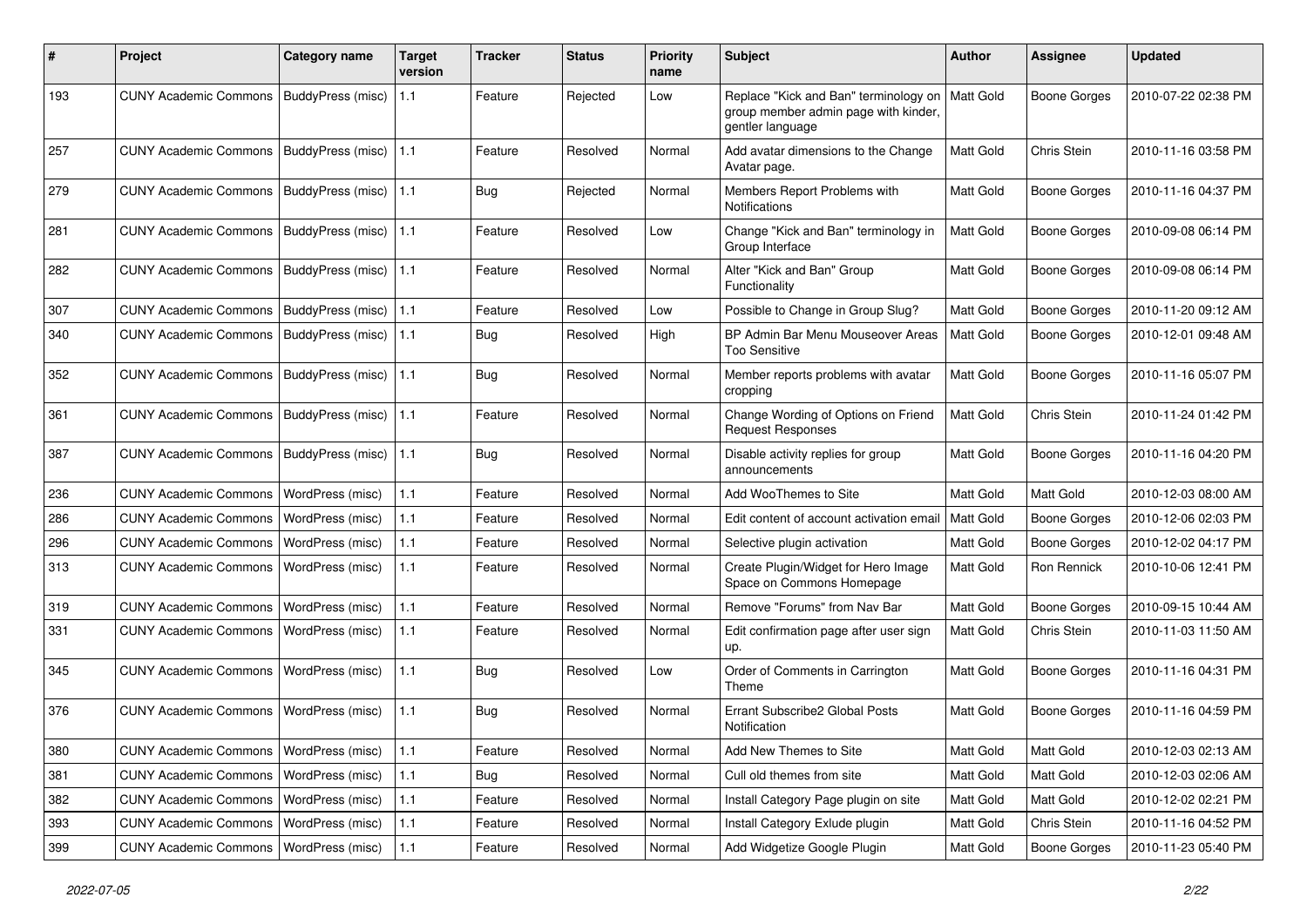| # | Project | Category name | Target version | Tracker | Status | Priority name | Subject | Author | Assignee | Updated |
|---|---|---|---|---|---|---|---|---|---|---|
| 193 | CUNY Academic Commons | BuddyPress (misc) | 1.1 | Feature | Rejected | Low | Replace "Kick and Ban" terminology on group member admin page with kinder, gentler language | Matt Gold | Boone Gorges | 2010-07-22 02:38 PM |
| 257 | CUNY Academic Commons | BuddyPress (misc) | 1.1 | Feature | Resolved | Normal | Add avatar dimensions to the Change Avatar page. | Matt Gold | Chris Stein | 2010-11-16 03:58 PM |
| 279 | CUNY Academic Commons | BuddyPress (misc) | 1.1 | Bug | Rejected | Normal | Members Report Problems with Notifications | Matt Gold | Boone Gorges | 2010-11-16 04:37 PM |
| 281 | CUNY Academic Commons | BuddyPress (misc) | 1.1 | Feature | Resolved | Low | Change "Kick and Ban" terminology in Group Interface | Matt Gold | Boone Gorges | 2010-09-08 06:14 PM |
| 282 | CUNY Academic Commons | BuddyPress (misc) | 1.1 | Feature | Resolved | Normal | Alter "Kick and Ban" Group Functionality | Matt Gold | Boone Gorges | 2010-09-08 06:14 PM |
| 307 | CUNY Academic Commons | BuddyPress (misc) | 1.1 | Feature | Resolved | Low | Possible to Change in Group Slug? | Matt Gold | Boone Gorges | 2010-11-20 09:12 AM |
| 340 | CUNY Academic Commons | BuddyPress (misc) | 1.1 | Bug | Resolved | High | BP Admin Bar Menu Mouseover Areas Too Sensitive | Matt Gold | Boone Gorges | 2010-12-01 09:48 AM |
| 352 | CUNY Academic Commons | BuddyPress (misc) | 1.1 | Bug | Resolved | Normal | Member reports problems with avatar cropping | Matt Gold | Boone Gorges | 2010-11-16 05:07 PM |
| 361 | CUNY Academic Commons | BuddyPress (misc) | 1.1 | Feature | Resolved | Normal | Change Wording of Options on Friend Request Responses | Matt Gold | Chris Stein | 2010-11-24 01:42 PM |
| 387 | CUNY Academic Commons | BuddyPress (misc) | 1.1 | Bug | Resolved | Normal | Disable activity replies for group announcements | Matt Gold | Boone Gorges | 2010-11-16 04:20 PM |
| 236 | CUNY Academic Commons | WordPress (misc) | 1.1 | Feature | Resolved | Normal | Add WooThemes to Site | Matt Gold | Matt Gold | 2010-12-03 08:00 AM |
| 286 | CUNY Academic Commons | WordPress (misc) | 1.1 | Feature | Resolved | Normal | Edit content of account activation email | Matt Gold | Boone Gorges | 2010-12-06 02:03 PM |
| 296 | CUNY Academic Commons | WordPress (misc) | 1.1 | Feature | Resolved | Normal | Selective plugin activation | Matt Gold | Boone Gorges | 2010-12-02 04:17 PM |
| 313 | CUNY Academic Commons | WordPress (misc) | 1.1 | Feature | Resolved | Normal | Create Plugin/Widget for Hero Image Space on Commons Homepage | Matt Gold | Ron Rennick | 2010-10-06 12:41 PM |
| 319 | CUNY Academic Commons | WordPress (misc) | 1.1 | Feature | Resolved | Normal | Remove "Forums" from Nav Bar | Matt Gold | Boone Gorges | 2010-09-15 10:44 AM |
| 331 | CUNY Academic Commons | WordPress (misc) | 1.1 | Feature | Resolved | Normal | Edit confirmation page after user sign up. | Matt Gold | Chris Stein | 2010-11-03 11:50 AM |
| 345 | CUNY Academic Commons | WordPress (misc) | 1.1 | Bug | Resolved | Low | Order of Comments in Carrington Theme | Matt Gold | Boone Gorges | 2010-11-16 04:31 PM |
| 376 | CUNY Academic Commons | WordPress (misc) | 1.1 | Bug | Resolved | Normal | Errant Subscribe2 Global Posts Notification | Matt Gold | Boone Gorges | 2010-11-16 04:59 PM |
| 380 | CUNY Academic Commons | WordPress (misc) | 1.1 | Feature | Resolved | Normal | Add New Themes to Site | Matt Gold | Matt Gold | 2010-12-03 02:13 AM |
| 381 | CUNY Academic Commons | WordPress (misc) | 1.1 | Bug | Resolved | Normal | Cull old themes from site | Matt Gold | Matt Gold | 2010-12-03 02:06 AM |
| 382 | CUNY Academic Commons | WordPress (misc) | 1.1 | Feature | Resolved | Normal | Install Category Page plugin on site | Matt Gold | Matt Gold | 2010-12-02 02:21 PM |
| 393 | CUNY Academic Commons | WordPress (misc) | 1.1 | Feature | Resolved | Normal | Install Category Exlude plugin | Matt Gold | Chris Stein | 2010-11-16 04:52 PM |
| 399 | CUNY Academic Commons | WordPress (misc) | 1.1 | Feature | Resolved | Normal | Add Widgetize Google Plugin | Matt Gold | Boone Gorges | 2010-11-23 05:40 PM |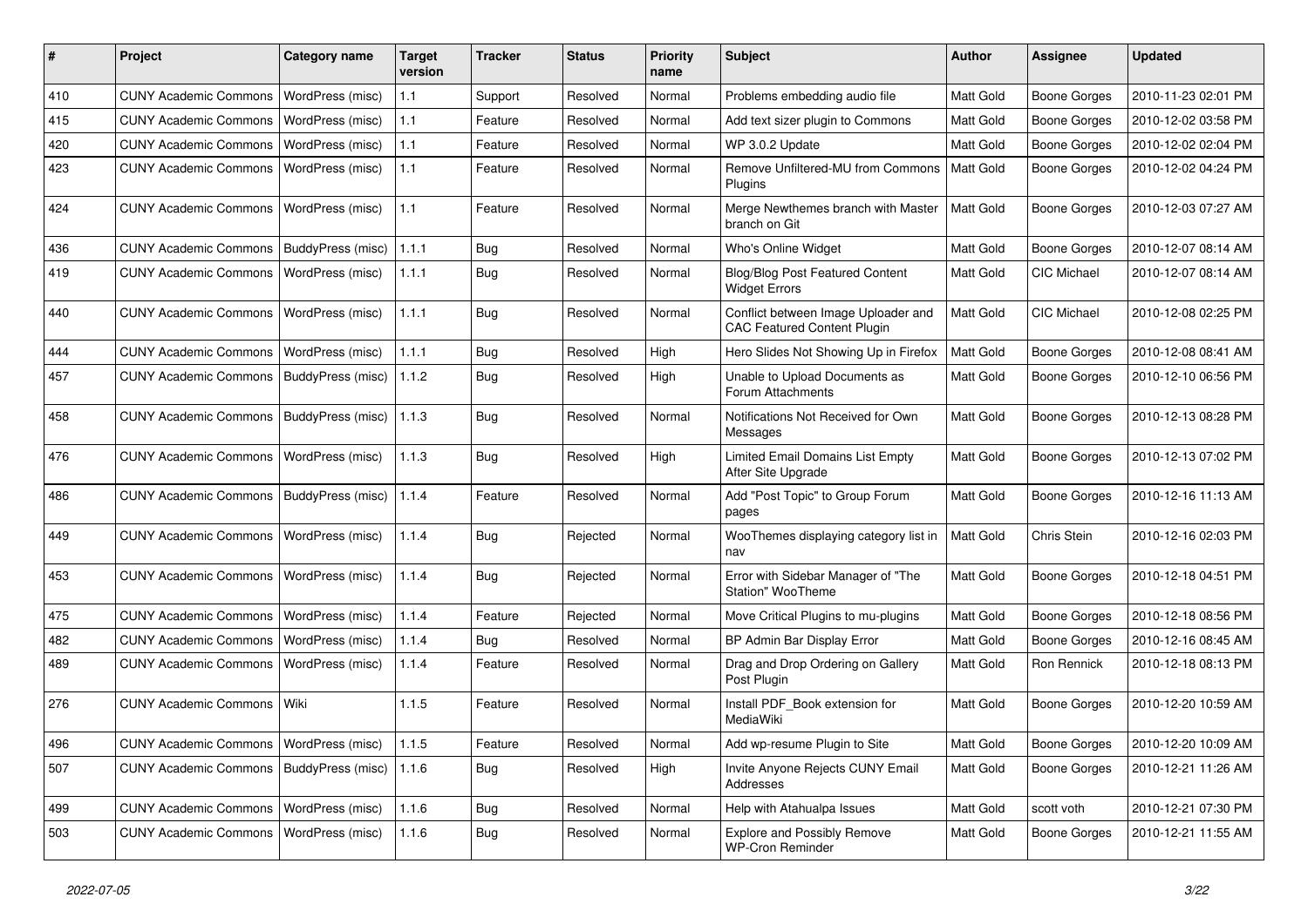| # | Project | Category name | Target version | Tracker | Status | Priority name | Subject | Author | Assignee | Updated |
|---|---|---|---|---|---|---|---|---|---|---|
| 410 | CUNY Academic Commons | WordPress (misc) | 1.1 | Support | Resolved | Normal | Problems embedding audio file | Matt Gold | Boone Gorges | 2010-11-23 02:01 PM |
| 415 | CUNY Academic Commons | WordPress (misc) | 1.1 | Feature | Resolved | Normal | Add text sizer plugin to Commons | Matt Gold | Boone Gorges | 2010-12-02 03:58 PM |
| 420 | CUNY Academic Commons | WordPress (misc) | 1.1 | Feature | Resolved | Normal | WP 3.0.2 Update | Matt Gold | Boone Gorges | 2010-12-02 02:04 PM |
| 423 | CUNY Academic Commons | WordPress (misc) | 1.1 | Feature | Resolved | Normal | Remove Unfiltered-MU from Commons Plugins | Matt Gold | Boone Gorges | 2010-12-02 04:24 PM |
| 424 | CUNY Academic Commons | WordPress (misc) | 1.1 | Feature | Resolved | Normal | Merge Newthemes branch with Master branch on Git | Matt Gold | Boone Gorges | 2010-12-03 07:27 AM |
| 436 | CUNY Academic Commons | BuddyPress (misc) | 1.1.1 | Bug | Resolved | Normal | Who's Online Widget | Matt Gold | Boone Gorges | 2010-12-07 08:14 AM |
| 419 | CUNY Academic Commons | WordPress (misc) | 1.1.1 | Bug | Resolved | Normal | Blog/Blog Post Featured Content Widget Errors | Matt Gold | CIC Michael | 2010-12-07 08:14 AM |
| 440 | CUNY Academic Commons | WordPress (misc) | 1.1.1 | Bug | Resolved | Normal | Conflict between Image Uploader and CAC Featured Content Plugin | Matt Gold | CIC Michael | 2010-12-08 02:25 PM |
| 444 | CUNY Academic Commons | WordPress (misc) | 1.1.1 | Bug | Resolved | High | Hero Slides Not Showing Up in Firefox | Matt Gold | Boone Gorges | 2010-12-08 08:41 AM |
| 457 | CUNY Academic Commons | BuddyPress (misc) | 1.1.2 | Bug | Resolved | High | Unable to Upload Documents as Forum Attachments | Matt Gold | Boone Gorges | 2010-12-10 06:56 PM |
| 458 | CUNY Academic Commons | BuddyPress (misc) | 1.1.3 | Bug | Resolved | Normal | Notifications Not Received for Own Messages | Matt Gold | Boone Gorges | 2010-12-13 08:28 PM |
| 476 | CUNY Academic Commons | WordPress (misc) | 1.1.3 | Bug | Resolved | High | Limited Email Domains List Empty After Site Upgrade | Matt Gold | Boone Gorges | 2010-12-13 07:02 PM |
| 486 | CUNY Academic Commons | BuddyPress (misc) | 1.1.4 | Feature | Resolved | Normal | Add "Post Topic" to Group Forum pages | Matt Gold | Boone Gorges | 2010-12-16 11:13 AM |
| 449 | CUNY Academic Commons | WordPress (misc) | 1.1.4 | Bug | Rejected | Normal | WooThemes displaying category list in nav | Matt Gold | Chris Stein | 2010-12-16 02:03 PM |
| 453 | CUNY Academic Commons | WordPress (misc) | 1.1.4 | Bug | Rejected | Normal | Error with Sidebar Manager of "The Station" WooTheme | Matt Gold | Boone Gorges | 2010-12-18 04:51 PM |
| 475 | CUNY Academic Commons | WordPress (misc) | 1.1.4 | Feature | Rejected | Normal | Move Critical Plugins to mu-plugins | Matt Gold | Boone Gorges | 2010-12-18 08:56 PM |
| 482 | CUNY Academic Commons | WordPress (misc) | 1.1.4 | Bug | Resolved | Normal | BP Admin Bar Display Error | Matt Gold | Boone Gorges | 2010-12-16 08:45 AM |
| 489 | CUNY Academic Commons | WordPress (misc) | 1.1.4 | Feature | Resolved | Normal | Drag and Drop Ordering on Gallery Post Plugin | Matt Gold | Ron Rennick | 2010-12-18 08:13 PM |
| 276 | CUNY Academic Commons | Wiki | 1.1.5 | Feature | Resolved | Normal | Install PDF_Book extension for MediaWiki | Matt Gold | Boone Gorges | 2010-12-20 10:59 AM |
| 496 | CUNY Academic Commons | WordPress (misc) | 1.1.5 | Feature | Resolved | Normal | Add wp-resume Plugin to Site | Matt Gold | Boone Gorges | 2010-12-20 10:09 AM |
| 507 | CUNY Academic Commons | BuddyPress (misc) | 1.1.6 | Bug | Resolved | High | Invite Anyone Rejects CUNY Email Addresses | Matt Gold | Boone Gorges | 2010-12-21 11:26 AM |
| 499 | CUNY Academic Commons | WordPress (misc) | 1.1.6 | Bug | Resolved | Normal | Help with Atahualpa Issues | Matt Gold | scott voth | 2010-12-21 07:30 PM |
| 503 | CUNY Academic Commons | WordPress (misc) | 1.1.6 | Bug | Resolved | Normal | Explore and Possibly Remove WP-Cron Reminder | Matt Gold | Boone Gorges | 2010-12-21 11:55 AM |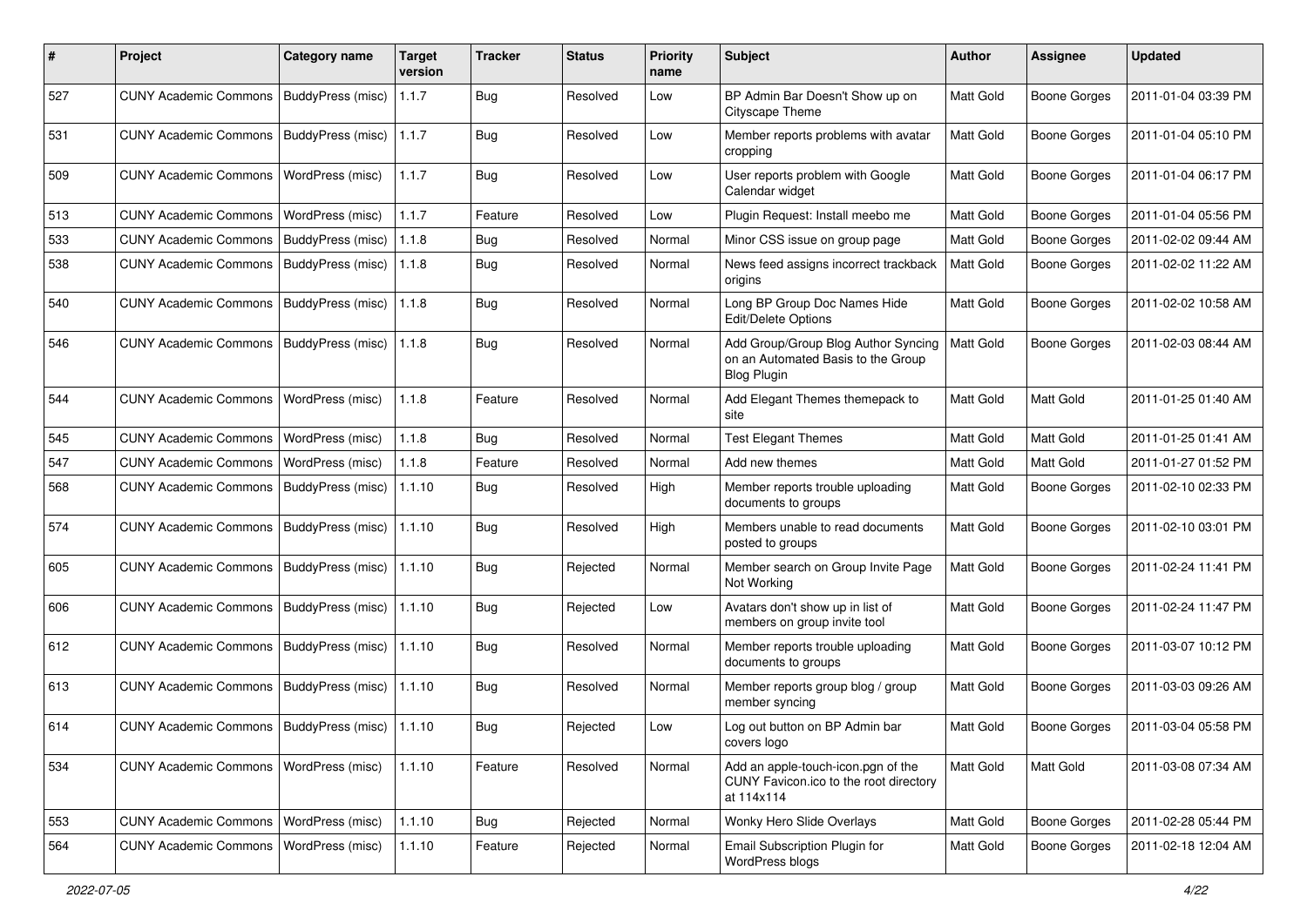| # | Project | Category name | Target version | Tracker | Status | Priority name | Subject | Author | Assignee | Updated |
|---|---|---|---|---|---|---|---|---|---|---|
| 527 | CUNY Academic Commons | BuddyPress (misc) | 1.1.7 | Bug | Resolved | Low | BP Admin Bar Doesn't Show up on Cityscape Theme | Matt Gold | Boone Gorges | 2011-01-04 03:39 PM |
| 531 | CUNY Academic Commons | BuddyPress (misc) | 1.1.7 | Bug | Resolved | Low | Member reports problems with avatar cropping | Matt Gold | Boone Gorges | 2011-01-04 05:10 PM |
| 509 | CUNY Academic Commons | WordPress (misc) | 1.1.7 | Bug | Resolved | Low | User reports problem with Google Calendar widget | Matt Gold | Boone Gorges | 2011-01-04 06:17 PM |
| 513 | CUNY Academic Commons | WordPress (misc) | 1.1.7 | Feature | Resolved | Low | Plugin Request: Install meebo me | Matt Gold | Boone Gorges | 2011-01-04 05:56 PM |
| 533 | CUNY Academic Commons | BuddyPress (misc) | 1.1.8 | Bug | Resolved | Normal | Minor CSS issue on group page | Matt Gold | Boone Gorges | 2011-02-02 09:44 AM |
| 538 | CUNY Academic Commons | BuddyPress (misc) | 1.1.8 | Bug | Resolved | Normal | News feed assigns incorrect trackback origins | Matt Gold | Boone Gorges | 2011-02-02 11:22 AM |
| 540 | CUNY Academic Commons | BuddyPress (misc) | 1.1.8 | Bug | Resolved | Normal | Long BP Group Doc Names Hide Edit/Delete Options | Matt Gold | Boone Gorges | 2011-02-02 10:58 AM |
| 546 | CUNY Academic Commons | BuddyPress (misc) | 1.1.8 | Bug | Resolved | Normal | Add Group/Group Blog Author Syncing on an Automated Basis to the Group Blog Plugin | Matt Gold | Boone Gorges | 2011-02-03 08:44 AM |
| 544 | CUNY Academic Commons | WordPress (misc) | 1.1.8 | Feature | Resolved | Normal | Add Elegant Themes themepack to site | Matt Gold | Matt Gold | 2011-01-25 01:40 AM |
| 545 | CUNY Academic Commons | WordPress (misc) | 1.1.8 | Bug | Resolved | Normal | Test Elegant Themes | Matt Gold | Matt Gold | 2011-01-25 01:41 AM |
| 547 | CUNY Academic Commons | WordPress (misc) | 1.1.8 | Feature | Resolved | Normal | Add new themes | Matt Gold | Matt Gold | 2011-01-27 01:52 PM |
| 568 | CUNY Academic Commons | BuddyPress (misc) | 1.1.10 | Bug | Resolved | High | Member reports trouble uploading documents to groups | Matt Gold | Boone Gorges | 2011-02-10 02:33 PM |
| 574 | CUNY Academic Commons | BuddyPress (misc) | 1.1.10 | Bug | Resolved | High | Members unable to read documents posted to groups | Matt Gold | Boone Gorges | 2011-02-10 03:01 PM |
| 605 | CUNY Academic Commons | BuddyPress (misc) | 1.1.10 | Bug | Rejected | Normal | Member search on Group Invite Page Not Working | Matt Gold | Boone Gorges | 2011-02-24 11:41 PM |
| 606 | CUNY Academic Commons | BuddyPress (misc) | 1.1.10 | Bug | Rejected | Low | Avatars don't show up in list of members on group invite tool | Matt Gold | Boone Gorges | 2011-02-24 11:47 PM |
| 612 | CUNY Academic Commons | BuddyPress (misc) | 1.1.10 | Bug | Resolved | Normal | Member reports trouble uploading documents to groups | Matt Gold | Boone Gorges | 2011-03-07 10:12 PM |
| 613 | CUNY Academic Commons | BuddyPress (misc) | 1.1.10 | Bug | Resolved | Normal | Member reports group blog / group member syncing | Matt Gold | Boone Gorges | 2011-03-03 09:26 AM |
| 614 | CUNY Academic Commons | BuddyPress (misc) | 1.1.10 | Bug | Rejected | Low | Log out button on BP Admin bar covers logo | Matt Gold | Boone Gorges | 2011-03-04 05:58 PM |
| 534 | CUNY Academic Commons | WordPress (misc) | 1.1.10 | Feature | Resolved | Normal | Add an apple-touch-icon.pgn of the CUNY Favicon.ico to the root directory at 114x114 | Matt Gold | Matt Gold | 2011-03-08 07:34 AM |
| 553 | CUNY Academic Commons | WordPress (misc) | 1.1.10 | Bug | Rejected | Normal | Wonky Hero Slide Overlays | Matt Gold | Boone Gorges | 2011-02-28 05:44 PM |
| 564 | CUNY Academic Commons | WordPress (misc) | 1.1.10 | Feature | Rejected | Normal | Email Subscription Plugin for WordPress blogs | Matt Gold | Boone Gorges | 2011-02-18 12:04 AM |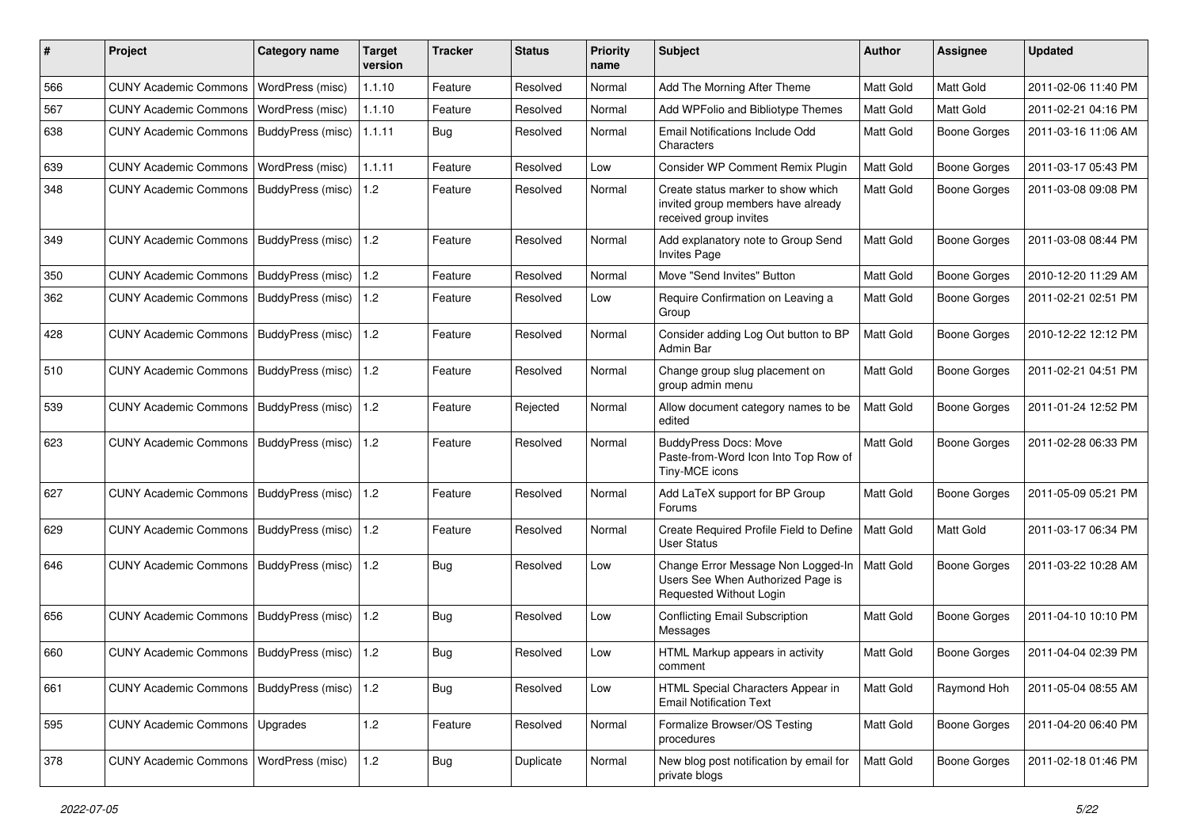| # | Project | Category name | Target version | Tracker | Status | Priority name | Subject | Author | Assignee | Updated |
|---|---|---|---|---|---|---|---|---|---|---|
| 566 | CUNY Academic Commons | WordPress (misc) | 1.1.10 | Feature | Resolved | Normal | Add The Morning After Theme | Matt Gold | Matt Gold | 2011-02-06 11:40 PM |
| 567 | CUNY Academic Commons | WordPress (misc) | 1.1.10 | Feature | Resolved | Normal | Add WPFolio and Bibliotype Themes | Matt Gold | Matt Gold | 2011-02-21 04:16 PM |
| 638 | CUNY Academic Commons | BuddyPress (misc) | 1.1.11 | Bug | Resolved | Normal | Email Notifications Include Odd Characters | Matt Gold | Boone Gorges | 2011-03-16 11:06 AM |
| 639 | CUNY Academic Commons | WordPress (misc) | 1.1.11 | Feature | Resolved | Low | Consider WP Comment Remix Plugin | Matt Gold | Boone Gorges | 2011-03-17 05:43 PM |
| 348 | CUNY Academic Commons | BuddyPress (misc) | 1.2 | Feature | Resolved | Normal | Create status marker to show which invited group members have already received group invites | Matt Gold | Boone Gorges | 2011-03-08 09:08 PM |
| 349 | CUNY Academic Commons | BuddyPress (misc) | 1.2 | Feature | Resolved | Normal | Add explanatory note to Group Send Invites Page | Matt Gold | Boone Gorges | 2011-03-08 08:44 PM |
| 350 | CUNY Academic Commons | BuddyPress (misc) | 1.2 | Feature | Resolved | Normal | Move "Send Invites" Button | Matt Gold | Boone Gorges | 2010-12-20 11:29 AM |
| 362 | CUNY Academic Commons | BuddyPress (misc) | 1.2 | Feature | Resolved | Low | Require Confirmation on Leaving a Group | Matt Gold | Boone Gorges | 2011-02-21 02:51 PM |
| 428 | CUNY Academic Commons | BuddyPress (misc) | 1.2 | Feature | Resolved | Normal | Consider adding Log Out button to BP Admin Bar | Matt Gold | Boone Gorges | 2010-12-22 12:12 PM |
| 510 | CUNY Academic Commons | BuddyPress (misc) | 1.2 | Feature | Resolved | Normal | Change group slug placement on group admin menu | Matt Gold | Boone Gorges | 2011-02-21 04:51 PM |
| 539 | CUNY Academic Commons | BuddyPress (misc) | 1.2 | Feature | Rejected | Normal | Allow document category names to be edited | Matt Gold | Boone Gorges | 2011-01-24 12:52 PM |
| 623 | CUNY Academic Commons | BuddyPress (misc) | 1.2 | Feature | Resolved | Normal | BuddyPress Docs: Move Paste-from-Word Icon Into Top Row of Tiny-MCE icons | Matt Gold | Boone Gorges | 2011-02-28 06:33 PM |
| 627 | CUNY Academic Commons | BuddyPress (misc) | 1.2 | Feature | Resolved | Normal | Add LaTeX support for BP Group Forums | Matt Gold | Boone Gorges | 2011-05-09 05:21 PM |
| 629 | CUNY Academic Commons | BuddyPress (misc) | 1.2 | Feature | Resolved | Normal | Create Required Profile Field to Define User Status | Matt Gold | Matt Gold | 2011-03-17 06:34 PM |
| 646 | CUNY Academic Commons | BuddyPress (misc) | 1.2 | Bug | Resolved | Low | Change Error Message Non Logged-In Users See When Authorized Page is Requested Without Login | Matt Gold | Boone Gorges | 2011-03-22 10:28 AM |
| 656 | CUNY Academic Commons | BuddyPress (misc) | 1.2 | Bug | Resolved | Low | Conflicting Email Subscription Messages | Matt Gold | Boone Gorges | 2011-04-10 10:10 PM |
| 660 | CUNY Academic Commons | BuddyPress (misc) | 1.2 | Bug | Resolved | Low | HTML Markup appears in activity comment | Matt Gold | Boone Gorges | 2011-04-04 02:39 PM |
| 661 | CUNY Academic Commons | BuddyPress (misc) | 1.2 | Bug | Resolved | Low | HTML Special Characters Appear in Email Notification Text | Matt Gold | Raymond Hoh | 2011-05-04 08:55 AM |
| 595 | CUNY Academic Commons | Upgrades | 1.2 | Feature | Resolved | Normal | Formalize Browser/OS Testing procedures | Matt Gold | Boone Gorges | 2011-04-20 06:40 PM |
| 378 | CUNY Academic Commons | WordPress (misc) | 1.2 | Bug | Duplicate | Normal | New blog post notification by email for private blogs | Matt Gold | Boone Gorges | 2011-02-18 01:46 PM |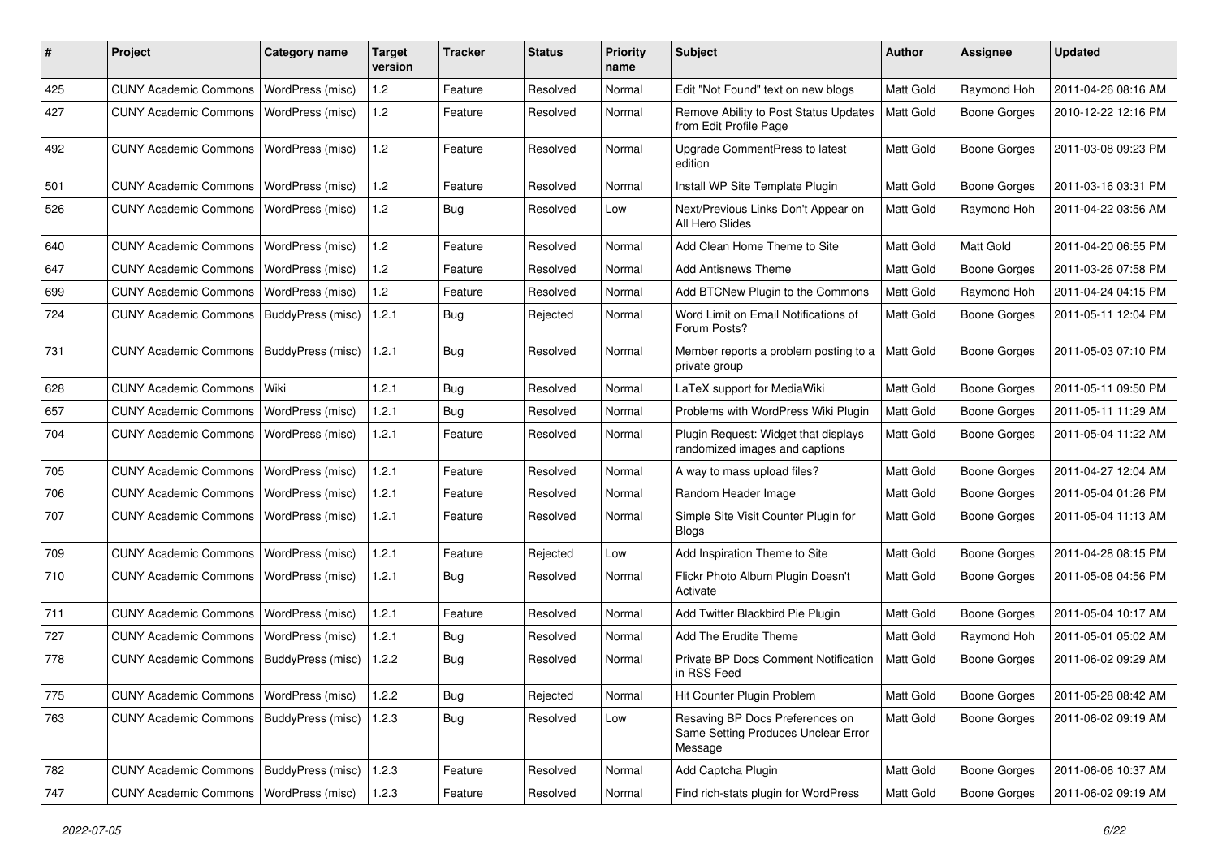| # | Project | Category name | Target version | Tracker | Status | Priority name | Subject | Author | Assignee | Updated |
|---|---|---|---|---|---|---|---|---|---|---|
| 425 | CUNY Academic Commons | WordPress (misc) | 1.2 | Feature | Resolved | Normal | Edit "Not Found" text on new blogs | Matt Gold | Raymond Hoh | 2011-04-26 08:16 AM |
| 427 | CUNY Academic Commons | WordPress (misc) | 1.2 | Feature | Resolved | Normal | Remove Ability to Post Status Updates from Edit Profile Page | Matt Gold | Boone Gorges | 2010-12-22 12:16 PM |
| 492 | CUNY Academic Commons | WordPress (misc) | 1.2 | Feature | Resolved | Normal | Upgrade CommentPress to latest edition | Matt Gold | Boone Gorges | 2011-03-08 09:23 PM |
| 501 | CUNY Academic Commons | WordPress (misc) | 1.2 | Feature | Resolved | Normal | Install WP Site Template Plugin | Matt Gold | Boone Gorges | 2011-03-16 03:31 PM |
| 526 | CUNY Academic Commons | WordPress (misc) | 1.2 | Bug | Resolved | Low | Next/Previous Links Don't Appear on All Hero Slides | Matt Gold | Raymond Hoh | 2011-04-22 03:56 AM |
| 640 | CUNY Academic Commons | WordPress (misc) | 1.2 | Feature | Resolved | Normal | Add Clean Home Theme to Site | Matt Gold | Matt Gold | 2011-04-20 06:55 PM |
| 647 | CUNY Academic Commons | WordPress (misc) | 1.2 | Feature | Resolved | Normal | Add Antisnews Theme | Matt Gold | Boone Gorges | 2011-03-26 07:58 PM |
| 699 | CUNY Academic Commons | WordPress (misc) | 1.2 | Feature | Resolved | Normal | Add BTCNew Plugin to the Commons | Matt Gold | Raymond Hoh | 2011-04-24 04:15 PM |
| 724 | CUNY Academic Commons | BuddyPress (misc) | 1.2.1 | Bug | Rejected | Normal | Word Limit on Email Notifications of Forum Posts? | Matt Gold | Boone Gorges | 2011-05-11 12:04 PM |
| 731 | CUNY Academic Commons | BuddyPress (misc) | 1.2.1 | Bug | Resolved | Normal | Member reports a problem posting to a private group | Matt Gold | Boone Gorges | 2011-05-03 07:10 PM |
| 628 | CUNY Academic Commons | Wiki | 1.2.1 | Bug | Resolved | Normal | LaTeX support for MediaWiki | Matt Gold | Boone Gorges | 2011-05-11 09:50 PM |
| 657 | CUNY Academic Commons | WordPress (misc) | 1.2.1 | Bug | Resolved | Normal | Problems with WordPress Wiki Plugin | Matt Gold | Boone Gorges | 2011-05-11 11:29 AM |
| 704 | CUNY Academic Commons | WordPress (misc) | 1.2.1 | Feature | Resolved | Normal | Plugin Request: Widget that displays randomized images and captions | Matt Gold | Boone Gorges | 2011-05-04 11:22 AM |
| 705 | CUNY Academic Commons | WordPress (misc) | 1.2.1 | Feature | Resolved | Normal | A way to mass upload files? | Matt Gold | Boone Gorges | 2011-04-27 12:04 AM |
| 706 | CUNY Academic Commons | WordPress (misc) | 1.2.1 | Feature | Resolved | Normal | Random Header Image | Matt Gold | Boone Gorges | 2011-05-04 01:26 PM |
| 707 | CUNY Academic Commons | WordPress (misc) | 1.2.1 | Feature | Resolved | Normal | Simple Site Visit Counter Plugin for Blogs | Matt Gold | Boone Gorges | 2011-05-04 11:13 AM |
| 709 | CUNY Academic Commons | WordPress (misc) | 1.2.1 | Feature | Rejected | Low | Add Inspiration Theme to Site | Matt Gold | Boone Gorges | 2011-04-28 08:15 PM |
| 710 | CUNY Academic Commons | WordPress (misc) | 1.2.1 | Bug | Resolved | Normal | Flickr Photo Album Plugin Doesn't Activate | Matt Gold | Boone Gorges | 2011-05-08 04:56 PM |
| 711 | CUNY Academic Commons | WordPress (misc) | 1.2.1 | Feature | Resolved | Normal | Add Twitter Blackbird Pie Plugin | Matt Gold | Boone Gorges | 2011-05-04 10:17 AM |
| 727 | CUNY Academic Commons | WordPress (misc) | 1.2.1 | Bug | Resolved | Normal | Add The Erudite Theme | Matt Gold | Raymond Hoh | 2011-05-01 05:02 AM |
| 778 | CUNY Academic Commons | BuddyPress (misc) | 1.2.2 | Bug | Resolved | Normal | Private BP Docs Comment Notification in RSS Feed | Matt Gold | Boone Gorges | 2011-06-02 09:29 AM |
| 775 | CUNY Academic Commons | WordPress (misc) | 1.2.2 | Bug | Rejected | Normal | Hit Counter Plugin Problem | Matt Gold | Boone Gorges | 2011-05-28 08:42 AM |
| 763 | CUNY Academic Commons | BuddyPress (misc) | 1.2.3 | Bug | Resolved | Low | Resaving BP Docs Preferences on Same Setting Produces Unclear Error Message | Matt Gold | Boone Gorges | 2011-06-02 09:19 AM |
| 782 | CUNY Academic Commons | BuddyPress (misc) | 1.2.3 | Feature | Resolved | Normal | Add Captcha Plugin | Matt Gold | Boone Gorges | 2011-06-06 10:37 AM |
| 747 | CUNY Academic Commons | WordPress (misc) | 1.2.3 | Feature | Resolved | Normal | Find rich-stats plugin for WordPress | Matt Gold | Boone Gorges | 2011-06-02 09:19 AM |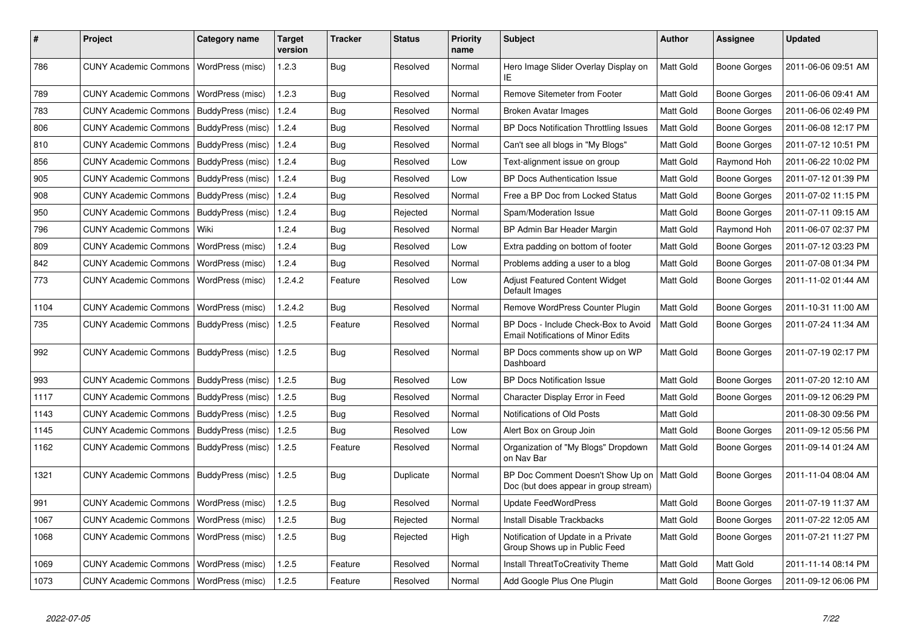| # | Project | Category name | Target version | Tracker | Status | Priority name | Subject | Author | Assignee | Updated |
|---|---|---|---|---|---|---|---|---|---|---|
| 786 | CUNY Academic Commons | WordPress (misc) | 1.2.3 | Bug | Resolved | Normal | Hero Image Slider Overlay Display on IE | Matt Gold | Boone Gorges | 2011-06-06 09:51 AM |
| 789 | CUNY Academic Commons | WordPress (misc) | 1.2.3 | Bug | Resolved | Normal | Remove Sitemeter from Footer | Matt Gold | Boone Gorges | 2011-06-06 09:41 AM |
| 783 | CUNY Academic Commons | BuddyPress (misc) | 1.2.4 | Bug | Resolved | Normal | Broken Avatar Images | Matt Gold | Boone Gorges | 2011-06-06 02:49 PM |
| 806 | CUNY Academic Commons | BuddyPress (misc) | 1.2.4 | Bug | Resolved | Normal | BP Docs Notification Throttling Issues | Matt Gold | Boone Gorges | 2011-06-08 12:17 PM |
| 810 | CUNY Academic Commons | BuddyPress (misc) | 1.2.4 | Bug | Resolved | Normal | Can't see all blogs in "My Blogs" | Matt Gold | Boone Gorges | 2011-07-12 10:51 PM |
| 856 | CUNY Academic Commons | BuddyPress (misc) | 1.2.4 | Bug | Resolved | Low | Text-alignment issue on group | Matt Gold | Raymond Hoh | 2011-06-22 10:02 PM |
| 905 | CUNY Academic Commons | BuddyPress (misc) | 1.2.4 | Bug | Resolved | Low | BP Docs Authentication Issue | Matt Gold | Boone Gorges | 2011-07-12 01:39 PM |
| 908 | CUNY Academic Commons | BuddyPress (misc) | 1.2.4 | Bug | Resolved | Normal | Free a BP Doc from Locked Status | Matt Gold | Boone Gorges | 2011-07-02 11:15 PM |
| 950 | CUNY Academic Commons | BuddyPress (misc) | 1.2.4 | Bug | Rejected | Normal | Spam/Moderation Issue | Matt Gold | Boone Gorges | 2011-07-11 09:15 AM |
| 796 | CUNY Academic Commons | Wiki | 1.2.4 | Bug | Resolved | Normal | BP Admin Bar Header Margin | Matt Gold | Raymond Hoh | 2011-06-07 02:37 PM |
| 809 | CUNY Academic Commons | WordPress (misc) | 1.2.4 | Bug | Resolved | Low | Extra padding on bottom of footer | Matt Gold | Boone Gorges | 2011-07-12 03:23 PM |
| 842 | CUNY Academic Commons | WordPress (misc) | 1.2.4 | Bug | Resolved | Normal | Problems adding a user to a blog | Matt Gold | Boone Gorges | 2011-07-08 01:34 PM |
| 773 | CUNY Academic Commons | WordPress (misc) | 1.2.4.2 | Feature | Resolved | Low | Adjust Featured Content Widget Default Images | Matt Gold | Boone Gorges | 2011-11-02 01:44 AM |
| 1104 | CUNY Academic Commons | WordPress (misc) | 1.2.4.2 | Bug | Resolved | Normal | Remove WordPress Counter Plugin | Matt Gold | Boone Gorges | 2011-10-31 11:00 AM |
| 735 | CUNY Academic Commons | BuddyPress (misc) | 1.2.5 | Feature | Resolved | Normal | BP Docs - Include Check-Box to Avoid Email Notifications of Minor Edits | Matt Gold | Boone Gorges | 2011-07-24 11:34 AM |
| 992 | CUNY Academic Commons | BuddyPress (misc) | 1.2.5 | Bug | Resolved | Normal | BP Docs comments show up on WP Dashboard | Matt Gold | Boone Gorges | 2011-07-19 02:17 PM |
| 993 | CUNY Academic Commons | BuddyPress (misc) | 1.2.5 | Bug | Resolved | Low | BP Docs Notification Issue | Matt Gold | Boone Gorges | 2011-07-20 12:10 AM |
| 1117 | CUNY Academic Commons | BuddyPress (misc) | 1.2.5 | Bug | Resolved | Normal | Character Display Error in Feed | Matt Gold | Boone Gorges | 2011-09-12 06:29 PM |
| 1143 | CUNY Academic Commons | BuddyPress (misc) | 1.2.5 | Bug | Resolved | Normal | Notifications of Old Posts | Matt Gold | | 2011-08-30 09:56 PM |
| 1145 | CUNY Academic Commons | BuddyPress (misc) | 1.2.5 | Bug | Resolved | Low | Alert Box on Group Join | Matt Gold | Boone Gorges | 2011-09-12 05:56 PM |
| 1162 | CUNY Academic Commons | BuddyPress (misc) | 1.2.5 | Feature | Resolved | Normal | Organization of "My Blogs" Dropdown on Nav Bar | Matt Gold | Boone Gorges | 2011-09-14 01:24 AM |
| 1321 | CUNY Academic Commons | BuddyPress (misc) | 1.2.5 | Bug | Duplicate | Normal | BP Doc Comment Doesn't Show Up on Doc (but does appear in group stream) | Matt Gold | Boone Gorges | 2011-11-04 08:04 AM |
| 991 | CUNY Academic Commons | WordPress (misc) | 1.2.5 | Bug | Resolved | Normal | Update FeedWordPress | Matt Gold | Boone Gorges | 2011-07-19 11:37 AM |
| 1067 | CUNY Academic Commons | WordPress (misc) | 1.2.5 | Bug | Rejected | Normal | Install Disable Trackbacks | Matt Gold | Boone Gorges | 2011-07-22 12:05 AM |
| 1068 | CUNY Academic Commons | WordPress (misc) | 1.2.5 | Bug | Rejected | High | Notification of Update in a Private Group Shows up in Public Feed | Matt Gold | Boone Gorges | 2011-07-21 11:27 PM |
| 1069 | CUNY Academic Commons | WordPress (misc) | 1.2.5 | Feature | Resolved | Normal | Install ThreatToCreativity Theme | Matt Gold | Matt Gold | 2011-11-14 08:14 PM |
| 1073 | CUNY Academic Commons | WordPress (misc) | 1.2.5 | Feature | Resolved | Normal | Add Google Plus One Plugin | Matt Gold | Boone Gorges | 2011-09-12 06:06 PM |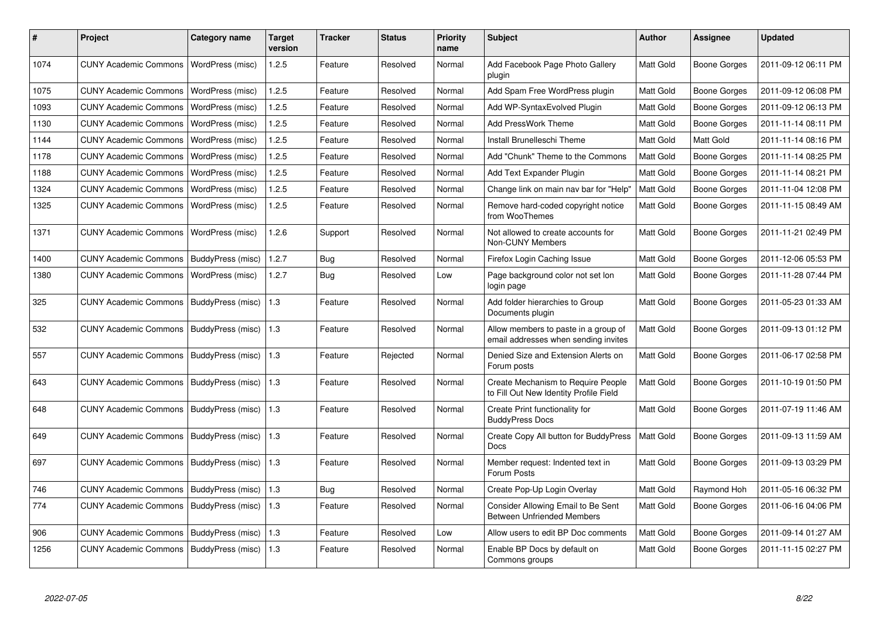| # | Project | Category name | Target version | Tracker | Status | Priority name | Subject | Author | Assignee | Updated |
|---|---|---|---|---|---|---|---|---|---|---|
| 1074 | CUNY Academic Commons | WordPress (misc) | 1.2.5 | Feature | Resolved | Normal | Add Facebook Page Photo Gallery plugin | Matt Gold | Boone Gorges | 2011-09-12 06:11 PM |
| 1075 | CUNY Academic Commons | WordPress (misc) | 1.2.5 | Feature | Resolved | Normal | Add Spam Free WordPress plugin | Matt Gold | Boone Gorges | 2011-09-12 06:08 PM |
| 1093 | CUNY Academic Commons | WordPress (misc) | 1.2.5 | Feature | Resolved | Normal | Add WP-SyntaxEvolved Plugin | Matt Gold | Boone Gorges | 2011-09-12 06:13 PM |
| 1130 | CUNY Academic Commons | WordPress (misc) | 1.2.5 | Feature | Resolved | Normal | Add PressWork Theme | Matt Gold | Boone Gorges | 2011-11-14 08:11 PM |
| 1144 | CUNY Academic Commons | WordPress (misc) | 1.2.5 | Feature | Resolved | Normal | Install Brunelleschi Theme | Matt Gold | Matt Gold | 2011-11-14 08:16 PM |
| 1178 | CUNY Academic Commons | WordPress (misc) | 1.2.5 | Feature | Resolved | Normal | Add "Chunk" Theme to the Commons | Matt Gold | Boone Gorges | 2011-11-14 08:25 PM |
| 1188 | CUNY Academic Commons | WordPress (misc) | 1.2.5 | Feature | Resolved | Normal | Add Text Expander Plugin | Matt Gold | Boone Gorges | 2011-11-14 08:21 PM |
| 1324 | CUNY Academic Commons | WordPress (misc) | 1.2.5 | Feature | Resolved | Normal | Change link on main nav bar for "Help" | Matt Gold | Boone Gorges | 2011-11-04 12:08 PM |
| 1325 | CUNY Academic Commons | WordPress (misc) | 1.2.5 | Feature | Resolved | Normal | Remove hard-coded copyright notice from WooThemes | Matt Gold | Boone Gorges | 2011-11-15 08:49 AM |
| 1371 | CUNY Academic Commons | WordPress (misc) | 1.2.6 | Support | Resolved | Normal | Not allowed to create accounts for Non-CUNY Members | Matt Gold | Boone Gorges | 2011-11-21 02:49 PM |
| 1400 | CUNY Academic Commons | BuddyPress (misc) | 1.2.7 | Bug | Resolved | Normal | Firefox Login Caching Issue | Matt Gold | Boone Gorges | 2011-12-06 05:53 PM |
| 1380 | CUNY Academic Commons | WordPress (misc) | 1.2.7 | Bug | Resolved | Low | Page background color not set lon login page | Matt Gold | Boone Gorges | 2011-11-28 07:44 PM |
| 325 | CUNY Academic Commons | BuddyPress (misc) | 1.3 | Feature | Resolved | Normal | Add folder hierarchies to Group Documents plugin | Matt Gold | Boone Gorges | 2011-05-23 01:33 AM |
| 532 | CUNY Academic Commons | BuddyPress (misc) | 1.3 | Feature | Resolved | Normal | Allow members to paste in a group of email addresses when sending invites | Matt Gold | Boone Gorges | 2011-09-13 01:12 PM |
| 557 | CUNY Academic Commons | BuddyPress (misc) | 1.3 | Feature | Rejected | Normal | Denied Size and Extension Alerts on Forum posts | Matt Gold | Boone Gorges | 2011-06-17 02:58 PM |
| 643 | CUNY Academic Commons | BuddyPress (misc) | 1.3 | Feature | Resolved | Normal | Create Mechanism to Require People to Fill Out New Identity Profile Field | Matt Gold | Boone Gorges | 2011-10-19 01:50 PM |
| 648 | CUNY Academic Commons | BuddyPress (misc) | 1.3 | Feature | Resolved | Normal | Create Print functionality for BuddyPress Docs | Matt Gold | Boone Gorges | 2011-07-19 11:46 AM |
| 649 | CUNY Academic Commons | BuddyPress (misc) | 1.3 | Feature | Resolved | Normal | Create Copy All button for BuddyPress Docs | Matt Gold | Boone Gorges | 2011-09-13 11:59 AM |
| 697 | CUNY Academic Commons | BuddyPress (misc) | 1.3 | Feature | Resolved | Normal | Member request: Indented text in Forum Posts | Matt Gold | Boone Gorges | 2011-09-13 03:29 PM |
| 746 | CUNY Academic Commons | BuddyPress (misc) | 1.3 | Bug | Resolved | Normal | Create Pop-Up Login Overlay | Matt Gold | Raymond Hoh | 2011-05-16 06:32 PM |
| 774 | CUNY Academic Commons | BuddyPress (misc) | 1.3 | Feature | Resolved | Normal | Consider Allowing Email to Be Sent Between Unfriended Members | Matt Gold | Boone Gorges | 2011-06-16 04:06 PM |
| 906 | CUNY Academic Commons | BuddyPress (misc) | 1.3 | Feature | Resolved | Low | Allow users to edit BP Doc comments | Matt Gold | Boone Gorges | 2011-09-14 01:27 AM |
| 1256 | CUNY Academic Commons | BuddyPress (misc) | 1.3 | Feature | Resolved | Normal | Enable BP Docs by default on Commons groups | Matt Gold | Boone Gorges | 2011-11-15 02:27 PM |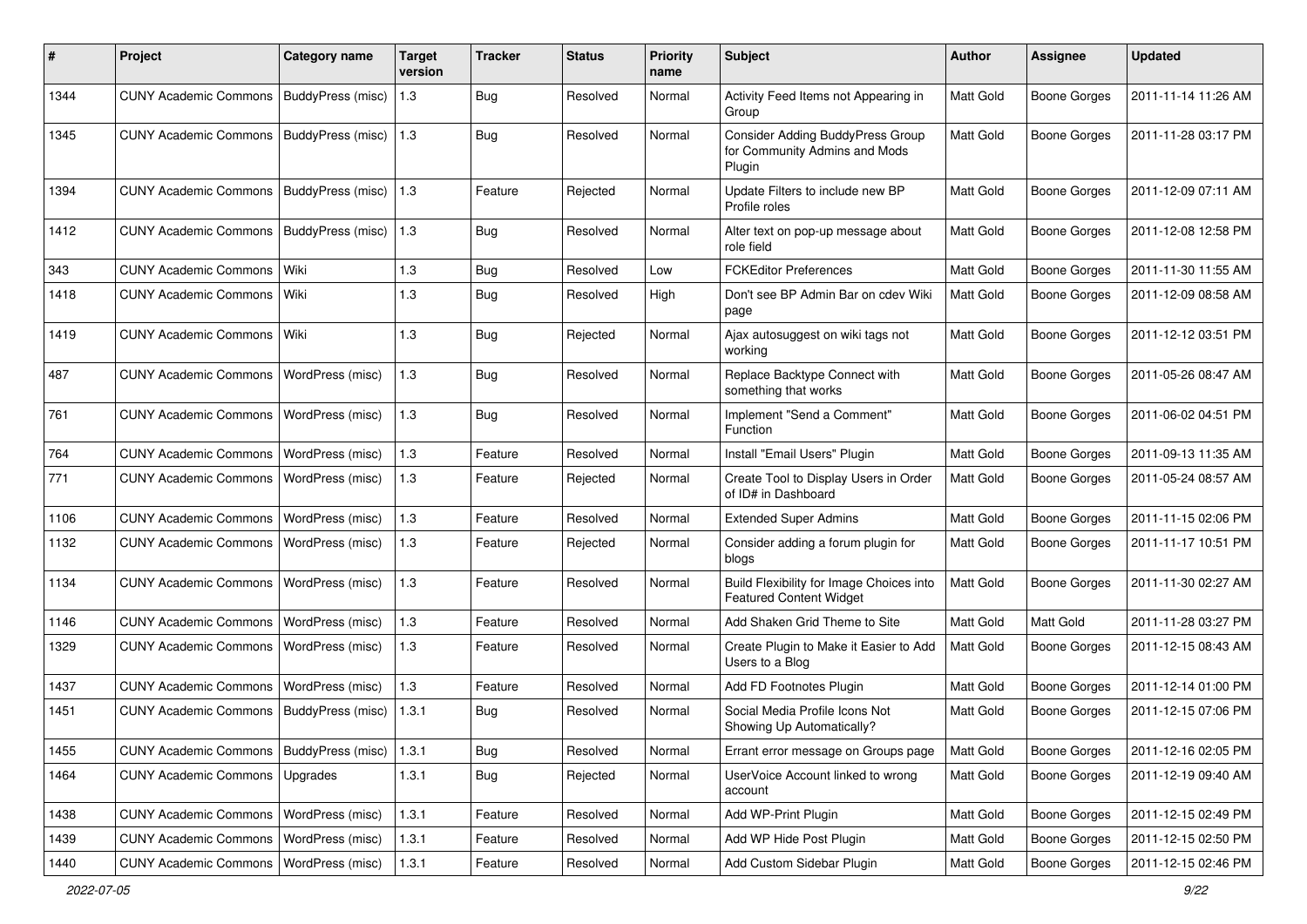| # | Project | Category name | Target version | Tracker | Status | Priority name | Subject | Author | Assignee | Updated |
|---|---|---|---|---|---|---|---|---|---|---|
| 1344 | CUNY Academic Commons | BuddyPress (misc) | 1.3 | Bug | Resolved | Normal | Activity Feed Items not Appearing in Group | Matt Gold | Boone Gorges | 2011-11-14 11:26 AM |
| 1345 | CUNY Academic Commons | BuddyPress (misc) | 1.3 | Bug | Resolved | Normal | Consider Adding BuddyPress Group for Community Admins and Mods Plugin | Matt Gold | Boone Gorges | 2011-11-28 03:17 PM |
| 1394 | CUNY Academic Commons | BuddyPress (misc) | 1.3 | Feature | Rejected | Normal | Update Filters to include new BP Profile roles | Matt Gold | Boone Gorges | 2011-12-09 07:11 AM |
| 1412 | CUNY Academic Commons | BuddyPress (misc) | 1.3 | Bug | Resolved | Normal | Alter text on pop-up message about role field | Matt Gold | Boone Gorges | 2011-12-08 12:58 PM |
| 343 | CUNY Academic Commons | Wiki | 1.3 | Bug | Resolved | Low | FCKEditor Preferences | Matt Gold | Boone Gorges | 2011-11-30 11:55 AM |
| 1418 | CUNY Academic Commons | Wiki | 1.3 | Bug | Resolved | High | Don't see BP Admin Bar on cdev Wiki page | Matt Gold | Boone Gorges | 2011-12-09 08:58 AM |
| 1419 | CUNY Academic Commons | Wiki | 1.3 | Bug | Rejected | Normal | Ajax autosuggest on wiki tags not working | Matt Gold | Boone Gorges | 2011-12-12 03:51 PM |
| 487 | CUNY Academic Commons | WordPress (misc) | 1.3 | Bug | Resolved | Normal | Replace Backtype Connect with something that works | Matt Gold | Boone Gorges | 2011-05-26 08:47 AM |
| 761 | CUNY Academic Commons | WordPress (misc) | 1.3 | Bug | Resolved | Normal | Implement "Send a Comment" Function | Matt Gold | Boone Gorges | 2011-06-02 04:51 PM |
| 764 | CUNY Academic Commons | WordPress (misc) | 1.3 | Feature | Resolved | Normal | Install "Email Users" Plugin | Matt Gold | Boone Gorges | 2011-09-13 11:35 AM |
| 771 | CUNY Academic Commons | WordPress (misc) | 1.3 | Feature | Rejected | Normal | Create Tool to Display Users in Order of ID# in Dashboard | Matt Gold | Boone Gorges | 2011-05-24 08:57 AM |
| 1106 | CUNY Academic Commons | WordPress (misc) | 1.3 | Feature | Resolved | Normal | Extended Super Admins | Matt Gold | Boone Gorges | 2011-11-15 02:06 PM |
| 1132 | CUNY Academic Commons | WordPress (misc) | 1.3 | Feature | Rejected | Normal | Consider adding a forum plugin for blogs | Matt Gold | Boone Gorges | 2011-11-17 10:51 PM |
| 1134 | CUNY Academic Commons | WordPress (misc) | 1.3 | Feature | Resolved | Normal | Build Flexibility for Image Choices into Featured Content Widget | Matt Gold | Boone Gorges | 2011-11-30 02:27 AM |
| 1146 | CUNY Academic Commons | WordPress (misc) | 1.3 | Feature | Resolved | Normal | Add Shaken Grid Theme to Site | Matt Gold | Matt Gold | 2011-11-28 03:27 PM |
| 1329 | CUNY Academic Commons | WordPress (misc) | 1.3 | Feature | Resolved | Normal | Create Plugin to Make it Easier to Add Users to a Blog | Matt Gold | Boone Gorges | 2011-12-15 08:43 AM |
| 1437 | CUNY Academic Commons | WordPress (misc) | 1.3 | Feature | Resolved | Normal | Add FD Footnotes Plugin | Matt Gold | Boone Gorges | 2011-12-14 01:00 PM |
| 1451 | CUNY Academic Commons | BuddyPress (misc) | 1.3.1 | Bug | Resolved | Normal | Social Media Profile Icons Not Showing Up Automatically? | Matt Gold | Boone Gorges | 2011-12-15 07:06 PM |
| 1455 | CUNY Academic Commons | BuddyPress (misc) | 1.3.1 | Bug | Resolved | Normal | Errant error message on Groups page | Matt Gold | Boone Gorges | 2011-12-16 02:05 PM |
| 1464 | CUNY Academic Commons | Upgrades | 1.3.1 | Bug | Rejected | Normal | UserVoice Account linked to wrong account | Matt Gold | Boone Gorges | 2011-12-19 09:40 AM |
| 1438 | CUNY Academic Commons | WordPress (misc) | 1.3.1 | Feature | Resolved | Normal | Add WP-Print Plugin | Matt Gold | Boone Gorges | 2011-12-15 02:49 PM |
| 1439 | CUNY Academic Commons | WordPress (misc) | 1.3.1 | Feature | Resolved | Normal | Add WP Hide Post Plugin | Matt Gold | Boone Gorges | 2011-12-15 02:50 PM |
| 1440 | CUNY Academic Commons | WordPress (misc) | 1.3.1 | Feature | Resolved | Normal | Add Custom Sidebar Plugin | Matt Gold | Boone Gorges | 2011-12-15 02:46 PM |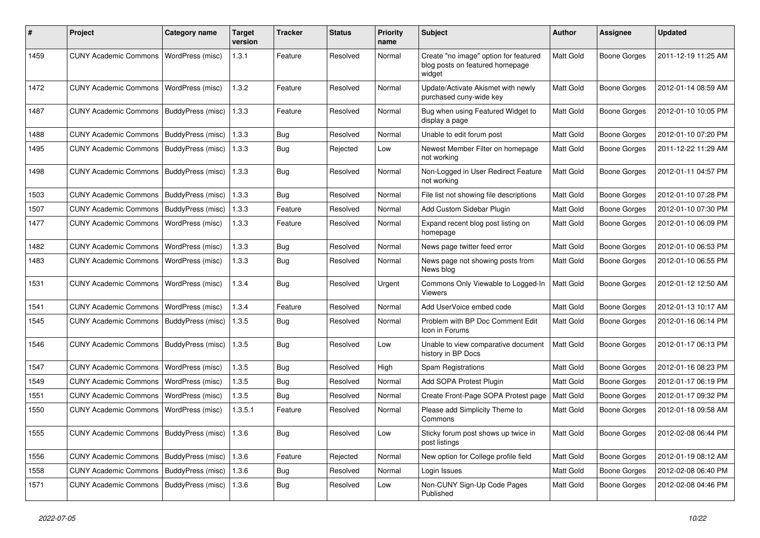| # | Project | Category name | Target version | Tracker | Status | Priority name | Subject | Author | Assignee | Updated |
|---|---|---|---|---|---|---|---|---|---|---|
| 1459 | CUNY Academic Commons | WordPress (misc) | 1.3.1 | Feature | Resolved | Normal | Create "no image" option for featured blog posts on featured homepage widget | Matt Gold | Boone Gorges | 2011-12-19 11:25 AM |
| 1472 | CUNY Academic Commons | WordPress (misc) | 1.3.2 | Feature | Resolved | Normal | Update/Activate Akismet with newly purchased cuny-wide key | Matt Gold | Boone Gorges | 2012-01-14 08:59 AM |
| 1487 | CUNY Academic Commons | BuddyPress (misc) | 1.3.3 | Feature | Resolved | Normal | Bug when using Featured Widget to display a page | Matt Gold | Boone Gorges | 2012-01-10 10:05 PM |
| 1488 | CUNY Academic Commons | BuddyPress (misc) | 1.3.3 | Bug | Resolved | Normal | Unable to edit forum post | Matt Gold | Boone Gorges | 2012-01-10 07:20 PM |
| 1495 | CUNY Academic Commons | BuddyPress (misc) | 1.3.3 | Bug | Rejected | Low | Newest Member Filter on homepage not working | Matt Gold | Boone Gorges | 2011-12-22 11:29 AM |
| 1498 | CUNY Academic Commons | BuddyPress (misc) | 1.3.3 | Bug | Resolved | Normal | Non-Logged in User Redirect Feature not working | Matt Gold | Boone Gorges | 2012-01-11 04:57 PM |
| 1503 | CUNY Academic Commons | BuddyPress (misc) | 1.3.3 | Bug | Resolved | Normal | File list not showing file descriptions | Matt Gold | Boone Gorges | 2012-01-10 07:28 PM |
| 1507 | CUNY Academic Commons | BuddyPress (misc) | 1.3.3 | Feature | Resolved | Normal | Add Custom Sidebar Plugin | Matt Gold | Boone Gorges | 2012-01-10 07:30 PM |
| 1477 | CUNY Academic Commons | WordPress (misc) | 1.3.3 | Feature | Resolved | Normal | Expand recent blog post listing on homepage | Matt Gold | Boone Gorges | 2012-01-10 06:09 PM |
| 1482 | CUNY Academic Commons | WordPress (misc) | 1.3.3 | Bug | Resolved | Normal | News page twitter feed error | Matt Gold | Boone Gorges | 2012-01-10 06:53 PM |
| 1483 | CUNY Academic Commons | WordPress (misc) | 1.3.3 | Bug | Resolved | Normal | News page not showing posts from News blog | Matt Gold | Boone Gorges | 2012-01-10 06:55 PM |
| 1531 | CUNY Academic Commons | WordPress (misc) | 1.3.4 | Bug | Resolved | Urgent | Commons Only Viewable to Logged-In Viewers | Matt Gold | Boone Gorges | 2012-01-12 12:50 AM |
| 1541 | CUNY Academic Commons | WordPress (misc) | 1.3.4 | Feature | Resolved | Normal | Add UserVoice embed code | Matt Gold | Boone Gorges | 2012-01-13 10:17 AM |
| 1545 | CUNY Academic Commons | BuddyPress (misc) | 1.3.5 | Bug | Resolved | Normal | Problem with BP Doc Comment Edit Icon in Forums | Matt Gold | Boone Gorges | 2012-01-16 06:14 PM |
| 1546 | CUNY Academic Commons | BuddyPress (misc) | 1.3.5 | Bug | Resolved | Low | Unable to view comparative document history in BP Docs | Matt Gold | Boone Gorges | 2012-01-17 06:13 PM |
| 1547 | CUNY Academic Commons | WordPress (misc) | 1.3.5 | Bug | Resolved | High | Spam Registrations | Matt Gold | Boone Gorges | 2012-01-16 08:23 PM |
| 1549 | CUNY Academic Commons | WordPress (misc) | 1.3.5 | Bug | Resolved | Normal | Add SOPA Protest Plugin | Matt Gold | Boone Gorges | 2012-01-17 06:19 PM |
| 1551 | CUNY Academic Commons | WordPress (misc) | 1.3.5 | Bug | Resolved | Normal | Create Front-Page SOPA Protest page | Matt Gold | Boone Gorges | 2012-01-17 09:32 PM |
| 1550 | CUNY Academic Commons | WordPress (misc) | 1.3.5.1 | Feature | Resolved | Normal | Please add Simplicity Theme to Commons | Matt Gold | Boone Gorges | 2012-01-18 09:58 AM |
| 1555 | CUNY Academic Commons | BuddyPress (misc) | 1.3.6 | Bug | Resolved | Low | Sticky forum post shows up twice in post listings | Matt Gold | Boone Gorges | 2012-02-08 06:44 PM |
| 1556 | CUNY Academic Commons | BuddyPress (misc) | 1.3.6 | Feature | Rejected | Normal | New option for College profile field | Matt Gold | Boone Gorges | 2012-01-19 08:12 AM |
| 1558 | CUNY Academic Commons | BuddyPress (misc) | 1.3.6 | Bug | Resolved | Normal | Login Issues | Matt Gold | Boone Gorges | 2012-02-08 06:40 PM |
| 1571 | CUNY Academic Commons | BuddyPress (misc) | 1.3.6 | Bug | Resolved | Low | Non-CUNY Sign-Up Code Pages Published | Matt Gold | Boone Gorges | 2012-02-08 04:46 PM |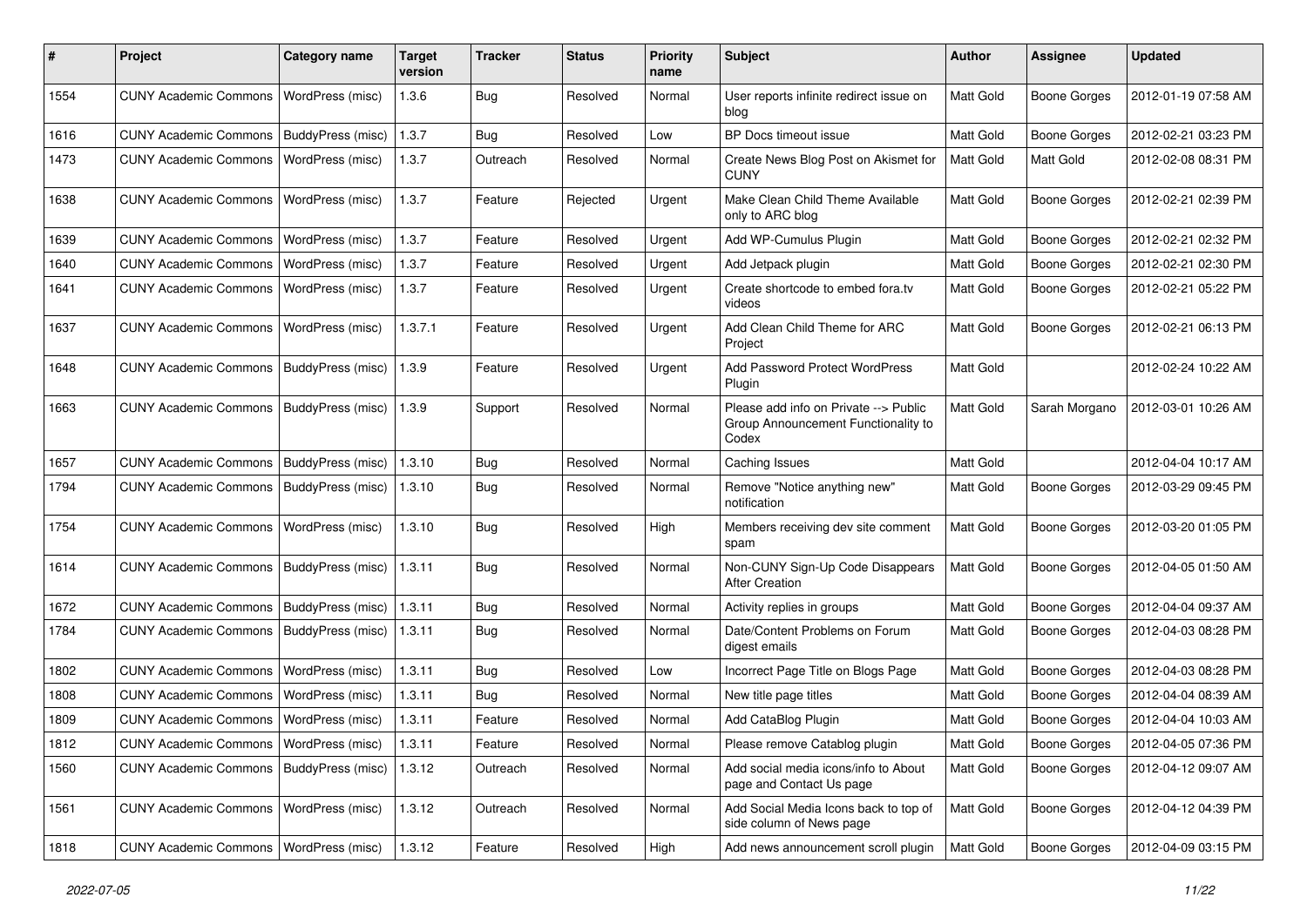| # | Project | Category name | Target version | Tracker | Status | Priority name | Subject | Author | Assignee | Updated |
|---|---|---|---|---|---|---|---|---|---|---|
| 1554 | CUNY Academic Commons | WordPress (misc) | 1.3.6 | Bug | Resolved | Normal | User reports infinite redirect issue on blog | Matt Gold | Boone Gorges | 2012-01-19 07:58 AM |
| 1616 | CUNY Academic Commons | BuddyPress (misc) | 1.3.7 | Bug | Resolved | Low | BP Docs timeout issue | Matt Gold | Boone Gorges | 2012-02-21 03:23 PM |
| 1473 | CUNY Academic Commons | WordPress (misc) | 1.3.7 | Outreach | Resolved | Normal | Create News Blog Post on Akismet for CUNY | Matt Gold | Matt Gold | 2012-02-08 08:31 PM |
| 1638 | CUNY Academic Commons | WordPress (misc) | 1.3.7 | Feature | Rejected | Urgent | Make Clean Child Theme Available only to ARC blog | Matt Gold | Boone Gorges | 2012-02-21 02:39 PM |
| 1639 | CUNY Academic Commons | WordPress (misc) | 1.3.7 | Feature | Resolved | Urgent | Add WP-Cumulus Plugin | Matt Gold | Boone Gorges | 2012-02-21 02:32 PM |
| 1640 | CUNY Academic Commons | WordPress (misc) | 1.3.7 | Feature | Resolved | Urgent | Add Jetpack plugin | Matt Gold | Boone Gorges | 2012-02-21 02:30 PM |
| 1641 | CUNY Academic Commons | WordPress (misc) | 1.3.7 | Feature | Resolved | Urgent | Create shortcode to embed fora.tv videos | Matt Gold | Boone Gorges | 2012-02-21 05:22 PM |
| 1637 | CUNY Academic Commons | WordPress (misc) | 1.3.7.1 | Feature | Resolved | Urgent | Add Clean Child Theme for ARC Project | Matt Gold | Boone Gorges | 2012-02-21 06:13 PM |
| 1648 | CUNY Academic Commons | BuddyPress (misc) | 1.3.9 | Feature | Resolved | Urgent | Add Password Protect WordPress Plugin | Matt Gold | | 2012-02-24 10:22 AM |
| 1663 | CUNY Academic Commons | BuddyPress (misc) | 1.3.9 | Support | Resolved | Normal | Please add info on Private --> Public Group Announcement Functionality to Codex | Matt Gold | Sarah Morgano | 2012-03-01 10:26 AM |
| 1657 | CUNY Academic Commons | BuddyPress (misc) | 1.3.10 | Bug | Resolved | Normal | Caching Issues | Matt Gold | | 2012-04-04 10:17 AM |
| 1794 | CUNY Academic Commons | BuddyPress (misc) | 1.3.10 | Bug | Resolved | Normal | Remove "Notice anything new" notification | Matt Gold | Boone Gorges | 2012-03-29 09:45 PM |
| 1754 | CUNY Academic Commons | WordPress (misc) | 1.3.10 | Bug | Resolved | High | Members receiving dev site comment spam | Matt Gold | Boone Gorges | 2012-03-20 01:05 PM |
| 1614 | CUNY Academic Commons | BuddyPress (misc) | 1.3.11 | Bug | Resolved | Normal | Non-CUNY Sign-Up Code Disappears After Creation | Matt Gold | Boone Gorges | 2012-04-05 01:50 AM |
| 1672 | CUNY Academic Commons | BuddyPress (misc) | 1.3.11 | Bug | Resolved | Normal | Activity replies in groups | Matt Gold | Boone Gorges | 2012-04-04 09:37 AM |
| 1784 | CUNY Academic Commons | BuddyPress (misc) | 1.3.11 | Bug | Resolved | Normal | Date/Content Problems on Forum digest emails | Matt Gold | Boone Gorges | 2012-04-03 08:28 PM |
| 1802 | CUNY Academic Commons | WordPress (misc) | 1.3.11 | Bug | Resolved | Low | Incorrect Page Title on Blogs Page | Matt Gold | Boone Gorges | 2012-04-03 08:28 PM |
| 1808 | CUNY Academic Commons | WordPress (misc) | 1.3.11 | Bug | Resolved | Normal | New title page titles | Matt Gold | Boone Gorges | 2012-04-04 08:39 AM |
| 1809 | CUNY Academic Commons | WordPress (misc) | 1.3.11 | Feature | Resolved | Normal | Add CataBlog Plugin | Matt Gold | Boone Gorges | 2012-04-04 10:03 AM |
| 1812 | CUNY Academic Commons | WordPress (misc) | 1.3.11 | Feature | Resolved | Normal | Please remove Catablog plugin | Matt Gold | Boone Gorges | 2012-04-05 07:36 PM |
| 1560 | CUNY Academic Commons | BuddyPress (misc) | 1.3.12 | Outreach | Resolved | Normal | Add social media icons/info to About page and Contact Us page | Matt Gold | Boone Gorges | 2012-04-12 09:07 AM |
| 1561 | CUNY Academic Commons | WordPress (misc) | 1.3.12 | Outreach | Resolved | Normal | Add Social Media Icons back to top of side column of News page | Matt Gold | Boone Gorges | 2012-04-12 04:39 PM |
| 1818 | CUNY Academic Commons | WordPress (misc) | 1.3.12 | Feature | Resolved | High | Add news announcement scroll plugin | Matt Gold | Boone Gorges | 2012-04-09 03:15 PM |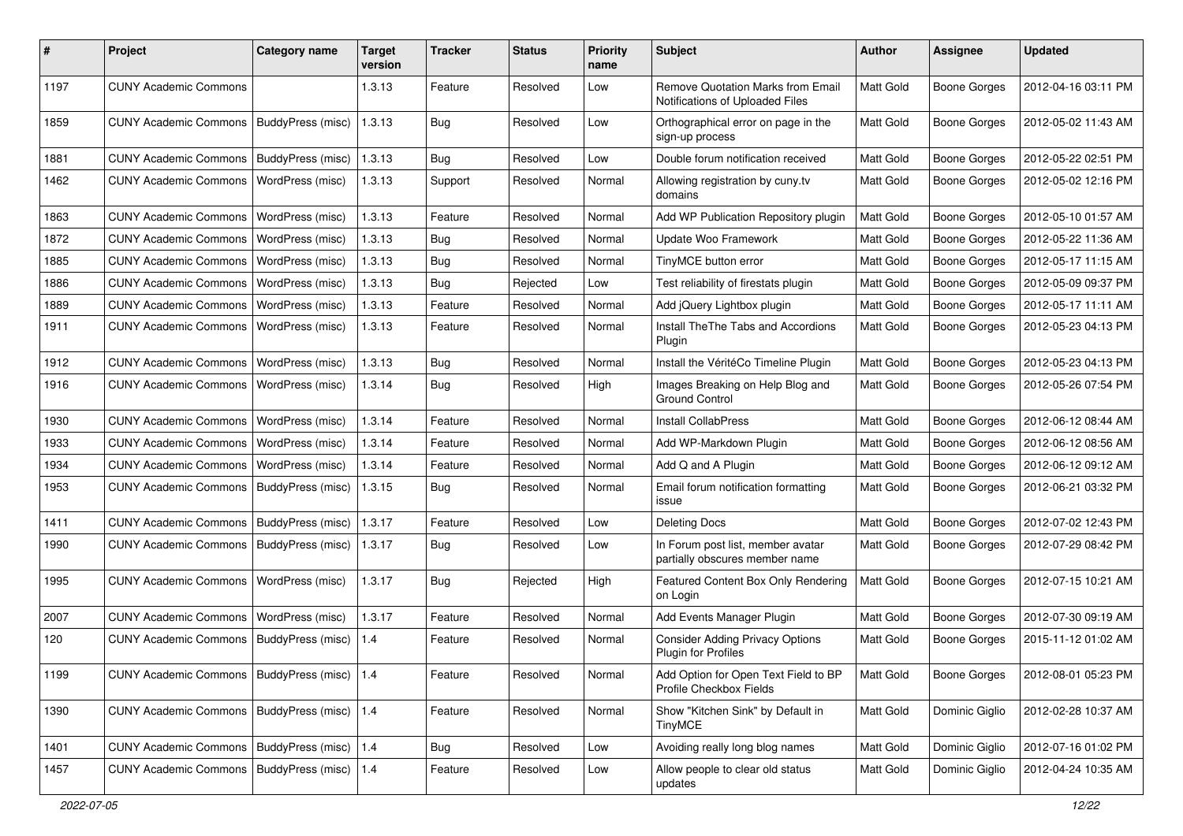| # | Project | Category name | Target version | Tracker | Status | Priority name | Subject | Author | Assignee | Updated |
|---|---|---|---|---|---|---|---|---|---|---|
| 1197 | CUNY Academic Commons | | 1.3.13 | Feature | Resolved | Low | Remove Quotation Marks from Email Notifications of Uploaded Files | Matt Gold | Boone Gorges | 2012-04-16 03:11 PM |
| 1859 | CUNY Academic Commons | BuddyPress (misc) | 1.3.13 | Bug | Resolved | Low | Orthographical error on page in the sign-up process | Matt Gold | Boone Gorges | 2012-05-02 11:43 AM |
| 1881 | CUNY Academic Commons | BuddyPress (misc) | 1.3.13 | Bug | Resolved | Low | Double forum notification received | Matt Gold | Boone Gorges | 2012-05-22 02:51 PM |
| 1462 | CUNY Academic Commons | WordPress (misc) | 1.3.13 | Support | Resolved | Normal | Allowing registration by cuny.tv domains | Matt Gold | Boone Gorges | 2012-05-02 12:16 PM |
| 1863 | CUNY Academic Commons | WordPress (misc) | 1.3.13 | Feature | Resolved | Normal | Add WP Publication Repository plugin | Matt Gold | Boone Gorges | 2012-05-10 01:57 AM |
| 1872 | CUNY Academic Commons | WordPress (misc) | 1.3.13 | Bug | Resolved | Normal | Update Woo Framework | Matt Gold | Boone Gorges | 2012-05-22 11:36 AM |
| 1885 | CUNY Academic Commons | WordPress (misc) | 1.3.13 | Bug | Resolved | Normal | TinyMCE button error | Matt Gold | Boone Gorges | 2012-05-17 11:15 AM |
| 1886 | CUNY Academic Commons | WordPress (misc) | 1.3.13 | Bug | Rejected | Low | Test reliability of firestats plugin | Matt Gold | Boone Gorges | 2012-05-09 09:37 PM |
| 1889 | CUNY Academic Commons | WordPress (misc) | 1.3.13 | Feature | Resolved | Normal | Add jQuery Lightbox plugin | Matt Gold | Boone Gorges | 2012-05-17 11:11 AM |
| 1911 | CUNY Academic Commons | WordPress (misc) | 1.3.13 | Feature | Resolved | Normal | Install TheThe Tabs and Accordions Plugin | Matt Gold | Boone Gorges | 2012-05-23 04:13 PM |
| 1912 | CUNY Academic Commons | WordPress (misc) | 1.3.13 | Bug | Resolved | Normal | Install the VéritéCo Timeline Plugin | Matt Gold | Boone Gorges | 2012-05-23 04:13 PM |
| 1916 | CUNY Academic Commons | WordPress (misc) | 1.3.14 | Bug | Resolved | High | Images Breaking on Help Blog and Ground Control | Matt Gold | Boone Gorges | 2012-05-26 07:54 PM |
| 1930 | CUNY Academic Commons | WordPress (misc) | 1.3.14 | Feature | Resolved | Normal | Install CollabPress | Matt Gold | Boone Gorges | 2012-06-12 08:44 AM |
| 1933 | CUNY Academic Commons | WordPress (misc) | 1.3.14 | Feature | Resolved | Normal | Add WP-Markdown Plugin | Matt Gold | Boone Gorges | 2012-06-12 08:56 AM |
| 1934 | CUNY Academic Commons | WordPress (misc) | 1.3.14 | Feature | Resolved | Normal | Add Q and A Plugin | Matt Gold | Boone Gorges | 2012-06-12 09:12 AM |
| 1953 | CUNY Academic Commons | BuddyPress (misc) | 1.3.15 | Bug | Resolved | Normal | Email forum notification formatting issue | Matt Gold | Boone Gorges | 2012-06-21 03:32 PM |
| 1411 | CUNY Academic Commons | BuddyPress (misc) | 1.3.17 | Feature | Resolved | Low | Deleting Docs | Matt Gold | Boone Gorges | 2012-07-02 12:43 PM |
| 1990 | CUNY Academic Commons | BuddyPress (misc) | 1.3.17 | Bug | Resolved | Low | In Forum post list, member avatar partially obscures member name | Matt Gold | Boone Gorges | 2012-07-29 08:42 PM |
| 1995 | CUNY Academic Commons | WordPress (misc) | 1.3.17 | Bug | Rejected | High | Featured Content Box Only Rendering on Login | Matt Gold | Boone Gorges | 2012-07-15 10:21 AM |
| 2007 | CUNY Academic Commons | WordPress (misc) | 1.3.17 | Feature | Resolved | Normal | Add Events Manager Plugin | Matt Gold | Boone Gorges | 2012-07-30 09:19 AM |
| 120 | CUNY Academic Commons | BuddyPress (misc) | 1.4 | Feature | Resolved | Normal | Consider Adding Privacy Options Plugin for Profiles | Matt Gold | Boone Gorges | 2015-11-12 01:02 AM |
| 1199 | CUNY Academic Commons | BuddyPress (misc) | 1.4 | Feature | Resolved | Normal | Add Option for Open Text Field to BP Profile Checkbox Fields | Matt Gold | Boone Gorges | 2012-08-01 05:23 PM |
| 1390 | CUNY Academic Commons | BuddyPress (misc) | 1.4 | Feature | Resolved | Normal | Show "Kitchen Sink" by Default in TinyMCE | Matt Gold | Dominic Giglio | 2012-02-28 10:37 AM |
| 1401 | CUNY Academic Commons | BuddyPress (misc) | 1.4 | Bug | Resolved | Low | Avoiding really long blog names | Matt Gold | Dominic Giglio | 2012-07-16 01:02 PM |
| 1457 | CUNY Academic Commons | BuddyPress (misc) | 1.4 | Feature | Resolved | Low | Allow people to clear old status updates | Matt Gold | Dominic Giglio | 2012-04-24 10:35 AM |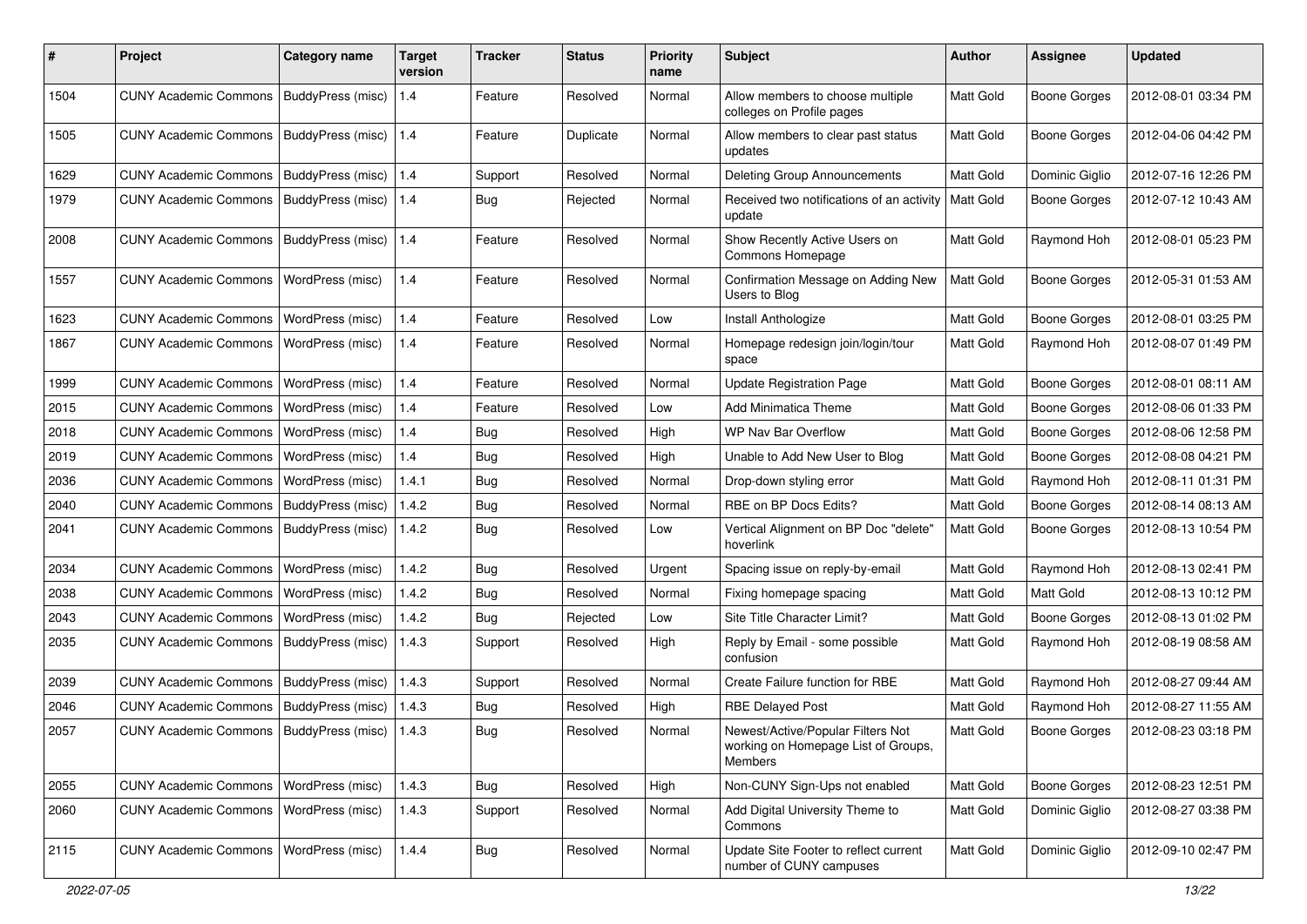| # | Project | Category name | Target version | Tracker | Status | Priority name | Subject | Author | Assignee | Updated |
|---|---|---|---|---|---|---|---|---|---|---|
| 1504 | CUNY Academic Commons | BuddyPress (misc) | 1.4 | Feature | Resolved | Normal | Allow members to choose multiple colleges on Profile pages | Matt Gold | Boone Gorges | 2012-08-01 03:34 PM |
| 1505 | CUNY Academic Commons | BuddyPress (misc) | 1.4 | Feature | Duplicate | Normal | Allow members to clear past status updates | Matt Gold | Boone Gorges | 2012-04-06 04:42 PM |
| 1629 | CUNY Academic Commons | BuddyPress (misc) | 1.4 | Support | Resolved | Normal | Deleting Group Announcements | Matt Gold | Dominic Giglio | 2012-07-16 12:26 PM |
| 1979 | CUNY Academic Commons | BuddyPress (misc) | 1.4 | Bug | Rejected | Normal | Received two notifications of an activity update | Matt Gold | Boone Gorges | 2012-07-12 10:43 AM |
| 2008 | CUNY Academic Commons | BuddyPress (misc) | 1.4 | Feature | Resolved | Normal | Show Recently Active Users on Commons Homepage | Matt Gold | Raymond Hoh | 2012-08-01 05:23 PM |
| 1557 | CUNY Academic Commons | WordPress (misc) | 1.4 | Feature | Resolved | Normal | Confirmation Message on Adding New Users to Blog | Matt Gold | Boone Gorges | 2012-05-31 01:53 AM |
| 1623 | CUNY Academic Commons | WordPress (misc) | 1.4 | Feature | Resolved | Low | Install Anthologize | Matt Gold | Boone Gorges | 2012-08-01 03:25 PM |
| 1867 | CUNY Academic Commons | WordPress (misc) | 1.4 | Feature | Resolved | Normal | Homepage redesign join/login/tour space | Matt Gold | Raymond Hoh | 2012-08-07 01:49 PM |
| 1999 | CUNY Academic Commons | WordPress (misc) | 1.4 | Feature | Resolved | Normal | Update Registration Page | Matt Gold | Boone Gorges | 2012-08-01 08:11 AM |
| 2015 | CUNY Academic Commons | WordPress (misc) | 1.4 | Feature | Resolved | Low | Add Minimatica Theme | Matt Gold | Boone Gorges | 2012-08-06 01:33 PM |
| 2018 | CUNY Academic Commons | WordPress (misc) | 1.4 | Bug | Resolved | High | WP Nav Bar Overflow | Matt Gold | Boone Gorges | 2012-08-06 12:58 PM |
| 2019 | CUNY Academic Commons | WordPress (misc) | 1.4 | Bug | Resolved | High | Unable to Add New User to Blog | Matt Gold | Boone Gorges | 2012-08-08 04:21 PM |
| 2036 | CUNY Academic Commons | WordPress (misc) | 1.4.1 | Bug | Resolved | Normal | Drop-down styling error | Matt Gold | Raymond Hoh | 2012-08-11 01:31 PM |
| 2040 | CUNY Academic Commons | BuddyPress (misc) | 1.4.2 | Bug | Resolved | Normal | RBE on BP Docs Edits? | Matt Gold | Boone Gorges | 2012-08-14 08:13 AM |
| 2041 | CUNY Academic Commons | BuddyPress (misc) | 1.4.2 | Bug | Resolved | Low | Vertical Alignment on BP Doc "delete" hoverlink | Matt Gold | Boone Gorges | 2012-08-13 10:54 PM |
| 2034 | CUNY Academic Commons | WordPress (misc) | 1.4.2 | Bug | Resolved | Urgent | Spacing issue on reply-by-email | Matt Gold | Raymond Hoh | 2012-08-13 02:41 PM |
| 2038 | CUNY Academic Commons | WordPress (misc) | 1.4.2 | Bug | Resolved | Normal | Fixing homepage spacing | Matt Gold | Matt Gold | 2012-08-13 10:12 PM |
| 2043 | CUNY Academic Commons | WordPress (misc) | 1.4.2 | Bug | Rejected | Low | Site Title Character Limit? | Matt Gold | Boone Gorges | 2012-08-13 01:02 PM |
| 2035 | CUNY Academic Commons | BuddyPress (misc) | 1.4.3 | Support | Resolved | High | Reply by Email - some possible confusion | Matt Gold | Raymond Hoh | 2012-08-19 08:58 AM |
| 2039 | CUNY Academic Commons | BuddyPress (misc) | 1.4.3 | Support | Resolved | Normal | Create Failure function for RBE | Matt Gold | Raymond Hoh | 2012-08-27 09:44 AM |
| 2046 | CUNY Academic Commons | BuddyPress (misc) | 1.4.3 | Bug | Resolved | High | RBE Delayed Post | Matt Gold | Raymond Hoh | 2012-08-27 11:55 AM |
| 2057 | CUNY Academic Commons | BuddyPress (misc) | 1.4.3 | Bug | Resolved | Normal | Newest/Active/Popular Filters Not working on Homepage List of Groups, Members | Matt Gold | Boone Gorges | 2012-08-23 03:18 PM |
| 2055 | CUNY Academic Commons | WordPress (misc) | 1.4.3 | Bug | Resolved | High | Non-CUNY Sign-Ups not enabled | Matt Gold | Boone Gorges | 2012-08-23 12:51 PM |
| 2060 | CUNY Academic Commons | WordPress (misc) | 1.4.3 | Support | Resolved | Normal | Add Digital University Theme to Commons | Matt Gold | Dominic Giglio | 2012-08-27 03:38 PM |
| 2115 | CUNY Academic Commons | WordPress (misc) | 1.4.4 | Bug | Resolved | Normal | Update Site Footer to reflect current number of CUNY campuses | Matt Gold | Dominic Giglio | 2012-09-10 02:47 PM |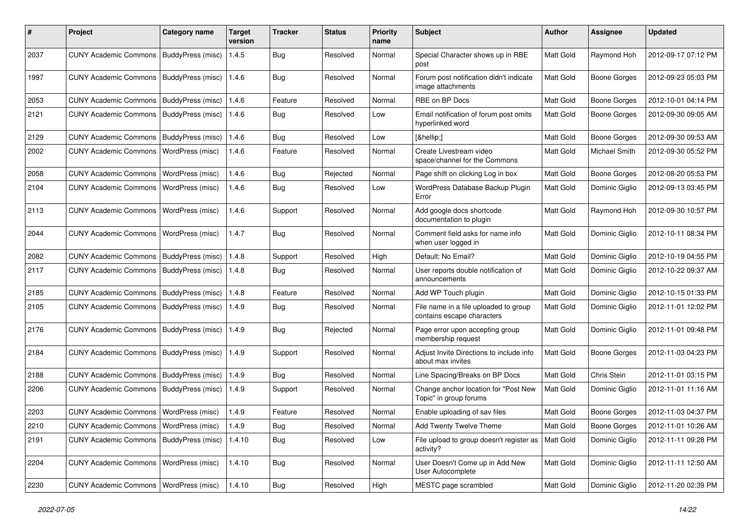| # | Project | Category name | Target version | Tracker | Status | Priority name | Subject | Author | Assignee | Updated |
|---|---|---|---|---|---|---|---|---|---|---|
| 2037 | CUNY Academic Commons | BuddyPress (misc) | 1.4.5 | Bug | Resolved | Normal | Special Character shows up in RBE post | Matt Gold | Raymond Hoh | 2012-09-17 07:12 PM |
| 1997 | CUNY Academic Commons | BuddyPress (misc) | 1.4.6 | Bug | Resolved | Normal | Forum post notification didn't indicate image attachments | Matt Gold | Boone Gorges | 2012-09-23 05:03 PM |
| 2053 | CUNY Academic Commons | BuddyPress (misc) | 1.4.6 | Feature | Resolved | Normal | RBE on BP Docs | Matt Gold | Boone Gorges | 2012-10-01 04:14 PM |
| 2121 | CUNY Academic Commons | BuddyPress (misc) | 1.4.6 | Bug | Resolved | Low | Email notification of forum post omits hyperlinked word | Matt Gold | Boone Gorges | 2012-09-30 09:05 AM |
| 2129 | CUNY Academic Commons | BuddyPress (misc) | 1.4.6 | Bug | Resolved | Low | [&hellip;] | Matt Gold | Boone Gorges | 2012-09-30 09:53 AM |
| 2002 | CUNY Academic Commons | WordPress (misc) | 1.4.6 | Feature | Resolved | Normal | Create Livestream video space/channel for the Commons | Matt Gold | Michael Smith | 2012-09-30 05:52 PM |
| 2058 | CUNY Academic Commons | WordPress (misc) | 1.4.6 | Bug | Rejected | Normal | Page shift on clicking Log in box | Matt Gold | Boone Gorges | 2012-08-20 05:53 PM |
| 2104 | CUNY Academic Commons | WordPress (misc) | 1.4.6 | Bug | Resolved | Low | WordPress Database Backup Plugin Error | Matt Gold | Dominic Giglio | 2012-09-13 03:45 PM |
| 2113 | CUNY Academic Commons | WordPress (misc) | 1.4.6 | Support | Resolved | Normal | Add google docs shortcode documentation to plugin | Matt Gold | Raymond Hoh | 2012-09-30 10:57 PM |
| 2044 | CUNY Academic Commons | WordPress (misc) | 1.4.7 | Bug | Resolved | Normal | Comment field asks for name info when user logged in | Matt Gold | Dominic Giglio | 2012-10-11 08:34 PM |
| 2082 | CUNY Academic Commons | BuddyPress (misc) | 1.4.8 | Support | Resolved | High | Default: No Email? | Matt Gold | Dominic Giglio | 2012-10-19 04:55 PM |
| 2117 | CUNY Academic Commons | BuddyPress (misc) | 1.4.8 | Bug | Resolved | Normal | User reports double notification of announcements | Matt Gold | Dominic Giglio | 2012-10-22 09:37 AM |
| 2185 | CUNY Academic Commons | BuddyPress (misc) | 1.4.8 | Feature | Resolved | Normal | Add WP Touch plugin | Matt Gold | Dominic Giglio | 2012-10-15 01:33 PM |
| 2105 | CUNY Academic Commons | BuddyPress (misc) | 1.4.9 | Bug | Resolved | Normal | File name in a file uploaded to group contains escape characters | Matt Gold | Dominic Giglio | 2012-11-01 12:02 PM |
| 2176 | CUNY Academic Commons | BuddyPress (misc) | 1.4.9 | Bug | Rejected | Normal | Page error upon accepting group membership request | Matt Gold | Dominic Giglio | 2012-11-01 09:48 PM |
| 2184 | CUNY Academic Commons | BuddyPress (misc) | 1.4.9 | Support | Resolved | Normal | Adjust Invite Directions to include info about max invites | Matt Gold | Boone Gorges | 2012-11-03 04:23 PM |
| 2188 | CUNY Academic Commons | BuddyPress (misc) | 1.4.9 | Bug | Resolved | Normal | Line Spacing/Breaks on BP Docs | Matt Gold | Chris Stein | 2012-11-01 03:15 PM |
| 2206 | CUNY Academic Commons | BuddyPress (misc) | 1.4.9 | Support | Resolved | Normal | Change anchor location for "Post New Topic" in group forums | Matt Gold | Dominic Giglio | 2012-11-01 11:16 AM |
| 2203 | CUNY Academic Commons | WordPress (misc) | 1.4.9 | Feature | Resolved | Normal | Enable uploading of sav files | Matt Gold | Boone Gorges | 2012-11-03 04:37 PM |
| 2210 | CUNY Academic Commons | WordPress (misc) | 1.4.9 | Bug | Resolved | Normal | Add Twenty Twelve Theme | Matt Gold | Boone Gorges | 2012-11-01 10:26 AM |
| 2191 | CUNY Academic Commons | BuddyPress (misc) | 1.4.10 | Bug | Resolved | Low | File upload to group doesn't register as activity? | Matt Gold | Dominic Giglio | 2012-11-11 09:28 PM |
| 2204 | CUNY Academic Commons | WordPress (misc) | 1.4.10 | Bug | Resolved | Normal | User Doesn't Come up in Add New User Autocomplete | Matt Gold | Dominic Giglio | 2012-11-11 12:50 AM |
| 2230 | CUNY Academic Commons | WordPress (misc) | 1.4.10 | Bug | Resolved | High | MESTC page scrambled | Matt Gold | Dominic Giglio | 2012-11-20 02:39 PM |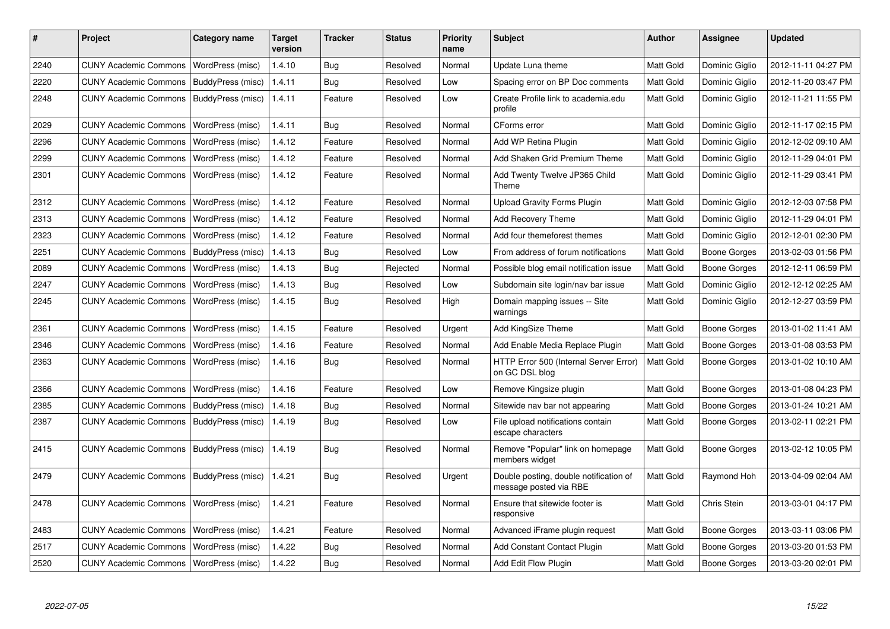| # | Project | Category name | Target version | Tracker | Status | Priority name | Subject | Author | Assignee | Updated |
|---|---|---|---|---|---|---|---|---|---|---|
| 2240 | CUNY Academic Commons | WordPress (misc) | 1.4.10 | Bug | Resolved | Normal | Update Luna theme | Matt Gold | Dominic Giglio | 2012-11-11 04:27 PM |
| 2220 | CUNY Academic Commons | BuddyPress (misc) | 1.4.11 | Bug | Resolved | Low | Spacing error on BP Doc comments | Matt Gold | Dominic Giglio | 2012-11-20 03:47 PM |
| 2248 | CUNY Academic Commons | BuddyPress (misc) | 1.4.11 | Feature | Resolved | Low | Create Profile link to academia.edu profile | Matt Gold | Dominic Giglio | 2012-11-21 11:55 PM |
| 2029 | CUNY Academic Commons | WordPress (misc) | 1.4.11 | Bug | Resolved | Normal | CForms error | Matt Gold | Dominic Giglio | 2012-11-17 02:15 PM |
| 2296 | CUNY Academic Commons | WordPress (misc) | 1.4.12 | Feature | Resolved | Normal | Add WP Retina Plugin | Matt Gold | Dominic Giglio | 2012-12-02 09:10 AM |
| 2299 | CUNY Academic Commons | WordPress (misc) | 1.4.12 | Feature | Resolved | Normal | Add Shaken Grid Premium Theme | Matt Gold | Dominic Giglio | 2012-11-29 04:01 PM |
| 2301 | CUNY Academic Commons | WordPress (misc) | 1.4.12 | Feature | Resolved | Normal | Add Twenty Twelve JP365 Child Theme | Matt Gold | Dominic Giglio | 2012-11-29 03:41 PM |
| 2312 | CUNY Academic Commons | WordPress (misc) | 1.4.12 | Feature | Resolved | Normal | Upload Gravity Forms Plugin | Matt Gold | Dominic Giglio | 2012-12-03 07:58 PM |
| 2313 | CUNY Academic Commons | WordPress (misc) | 1.4.12 | Feature | Resolved | Normal | Add Recovery Theme | Matt Gold | Dominic Giglio | 2012-11-29 04:01 PM |
| 2323 | CUNY Academic Commons | WordPress (misc) | 1.4.12 | Feature | Resolved | Normal | Add four themeforest themes | Matt Gold | Dominic Giglio | 2012-12-01 02:30 PM |
| 2251 | CUNY Academic Commons | BuddyPress (misc) | 1.4.13 | Bug | Resolved | Low | From address of forum notifications | Matt Gold | Boone Gorges | 2013-02-03 01:56 PM |
| 2089 | CUNY Academic Commons | WordPress (misc) | 1.4.13 | Bug | Rejected | Normal | Possible blog email notification issue | Matt Gold | Boone Gorges | 2012-12-11 06:59 PM |
| 2247 | CUNY Academic Commons | WordPress (misc) | 1.4.13 | Bug | Resolved | Low | Subdomain site login/nav bar issue | Matt Gold | Dominic Giglio | 2012-12-12 02:25 AM |
| 2245 | CUNY Academic Commons | WordPress (misc) | 1.4.15 | Bug | Resolved | High | Domain mapping issues -- Site warnings | Matt Gold | Dominic Giglio | 2012-12-27 03:59 PM |
| 2361 | CUNY Academic Commons | WordPress (misc) | 1.4.15 | Feature | Resolved | Urgent | Add KingSize Theme | Matt Gold | Boone Gorges | 2013-01-02 11:41 AM |
| 2346 | CUNY Academic Commons | WordPress (misc) | 1.4.16 | Feature | Resolved | Normal | Add Enable Media Replace Plugin | Matt Gold | Boone Gorges | 2013-01-08 03:53 PM |
| 2363 | CUNY Academic Commons | WordPress (misc) | 1.4.16 | Bug | Resolved | Normal | HTTP Error 500 (Internal Server Error) on GC DSL blog | Matt Gold | Boone Gorges | 2013-01-02 10:10 AM |
| 2366 | CUNY Academic Commons | WordPress (misc) | 1.4.16 | Feature | Resolved | Low | Remove Kingsize plugin | Matt Gold | Boone Gorges | 2013-01-08 04:23 PM |
| 2385 | CUNY Academic Commons | BuddyPress (misc) | 1.4.18 | Bug | Resolved | Normal | Sitewide nav bar not appearing | Matt Gold | Boone Gorges | 2013-01-24 10:21 AM |
| 2387 | CUNY Academic Commons | BuddyPress (misc) | 1.4.19 | Bug | Resolved | Low | File upload notifications contain escape characters | Matt Gold | Boone Gorges | 2013-02-11 02:21 PM |
| 2415 | CUNY Academic Commons | BuddyPress (misc) | 1.4.19 | Bug | Resolved | Normal | Remove "Popular" link on homepage members widget | Matt Gold | Boone Gorges | 2013-02-12 10:05 PM |
| 2479 | CUNY Academic Commons | BuddyPress (misc) | 1.4.21 | Bug | Resolved | Urgent | Double posting, double notification of message posted via RBE | Matt Gold | Raymond Hoh | 2013-04-09 02:04 AM |
| 2478 | CUNY Academic Commons | WordPress (misc) | 1.4.21 | Feature | Resolved | Normal | Ensure that sitewide footer is responsive | Matt Gold | Chris Stein | 2013-03-01 04:17 PM |
| 2483 | CUNY Academic Commons | WordPress (misc) | 1.4.21 | Feature | Resolved | Normal | Advanced iFrame plugin request | Matt Gold | Boone Gorges | 2013-03-11 03:06 PM |
| 2517 | CUNY Academic Commons | WordPress (misc) | 1.4.22 | Bug | Resolved | Normal | Add Constant Contact Plugin | Matt Gold | Boone Gorges | 2013-03-20 01:53 PM |
| 2520 | CUNY Academic Commons | WordPress (misc) | 1.4.22 | Bug | Resolved | Normal | Add Edit Flow Plugin | Matt Gold | Boone Gorges | 2013-03-20 02:01 PM |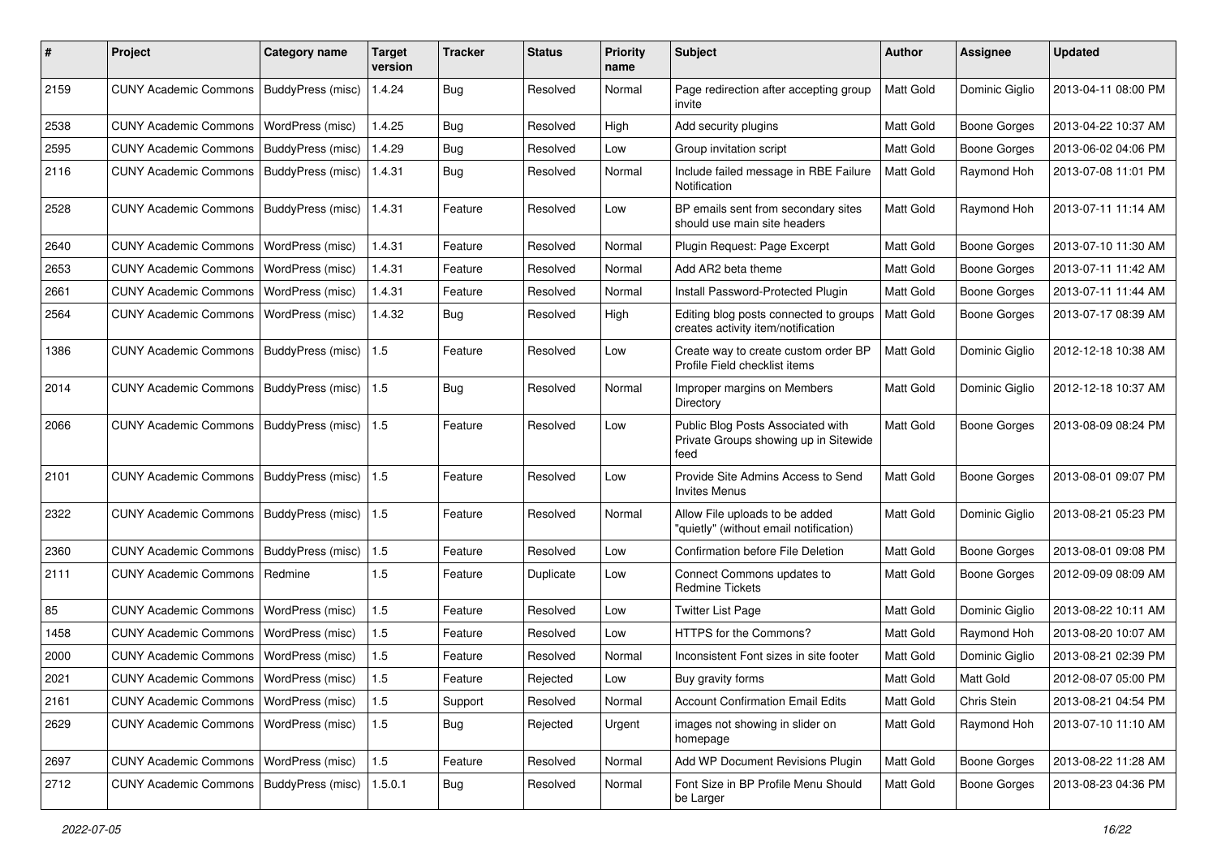| # | Project | Category name | Target version | Tracker | Status | Priority name | Subject | Author | Assignee | Updated |
|---|---|---|---|---|---|---|---|---|---|---|
| 2159 | CUNY Academic Commons | BuddyPress (misc) | 1.4.24 | Bug | Resolved | Normal | Page redirection after accepting group invite | Matt Gold | Dominic Giglio | 2013-04-11 08:00 PM |
| 2538 | CUNY Academic Commons | WordPress (misc) | 1.4.25 | Bug | Resolved | High | Add security plugins | Matt Gold | Boone Gorges | 2013-04-22 10:37 AM |
| 2595 | CUNY Academic Commons | BuddyPress (misc) | 1.4.29 | Bug | Resolved | Low | Group invitation script | Matt Gold | Boone Gorges | 2013-06-02 04:06 PM |
| 2116 | CUNY Academic Commons | BuddyPress (misc) | 1.4.31 | Bug | Resolved | Normal | Include failed message in RBE Failure Notification | Matt Gold | Raymond Hoh | 2013-07-08 11:01 PM |
| 2528 | CUNY Academic Commons | BuddyPress (misc) | 1.4.31 | Feature | Resolved | Low | BP emails sent from secondary sites should use main site headers | Matt Gold | Raymond Hoh | 2013-07-11 11:14 AM |
| 2640 | CUNY Academic Commons | WordPress (misc) | 1.4.31 | Feature | Resolved | Normal | Plugin Request: Page Excerpt | Matt Gold | Boone Gorges | 2013-07-10 11:30 AM |
| 2653 | CUNY Academic Commons | WordPress (misc) | 1.4.31 | Feature | Resolved | Normal | Add AR2 beta theme | Matt Gold | Boone Gorges | 2013-07-11 11:42 AM |
| 2661 | CUNY Academic Commons | WordPress (misc) | 1.4.31 | Feature | Resolved | Normal | Install Password-Protected Plugin | Matt Gold | Boone Gorges | 2013-07-11 11:44 AM |
| 2564 | CUNY Academic Commons | WordPress (misc) | 1.4.32 | Bug | Resolved | High | Editing blog posts connected to groups creates activity item/notification | Matt Gold | Boone Gorges | 2013-07-17 08:39 AM |
| 1386 | CUNY Academic Commons | BuddyPress (misc) | 1.5 | Feature | Resolved | Low | Create way to create custom order BP Profile Field checklist items | Matt Gold | Dominic Giglio | 2012-12-18 10:38 AM |
| 2014 | CUNY Academic Commons | BuddyPress (misc) | 1.5 | Bug | Resolved | Normal | Improper margins on Members Directory | Matt Gold | Dominic Giglio | 2012-12-18 10:37 AM |
| 2066 | CUNY Academic Commons | BuddyPress (misc) | 1.5 | Feature | Resolved | Low | Public Blog Posts Associated with Private Groups showing up in Sitewide feed | Matt Gold | Boone Gorges | 2013-08-09 08:24 PM |
| 2101 | CUNY Academic Commons | BuddyPress (misc) | 1.5 | Feature | Resolved | Low | Provide Site Admins Access to Send Invites Menus | Matt Gold | Boone Gorges | 2013-08-01 09:07 PM |
| 2322 | CUNY Academic Commons | BuddyPress (misc) | 1.5 | Feature | Resolved | Normal | Allow File uploads to be added "quietly" (without email notification) | Matt Gold | Dominic Giglio | 2013-08-21 05:23 PM |
| 2360 | CUNY Academic Commons | BuddyPress (misc) | 1.5 | Feature | Resolved | Low | Confirmation before File Deletion | Matt Gold | Boone Gorges | 2013-08-01 09:08 PM |
| 2111 | CUNY Academic Commons | Redmine | 1.5 | Feature | Duplicate | Low | Connect Commons updates to Redmine Tickets | Matt Gold | Boone Gorges | 2012-09-09 08:09 AM |
| 85 | CUNY Academic Commons | WordPress (misc) | 1.5 | Feature | Resolved | Low | Twitter List Page | Matt Gold | Dominic Giglio | 2013-08-22 10:11 AM |
| 1458 | CUNY Academic Commons | WordPress (misc) | 1.5 | Feature | Resolved | Low | HTTPS for the Commons? | Matt Gold | Raymond Hoh | 2013-08-20 10:07 AM |
| 2000 | CUNY Academic Commons | WordPress (misc) | 1.5 | Feature | Resolved | Normal | Inconsistent Font sizes in site footer | Matt Gold | Dominic Giglio | 2013-08-21 02:39 PM |
| 2021 | CUNY Academic Commons | WordPress (misc) | 1.5 | Feature | Rejected | Low | Buy gravity forms | Matt Gold | Matt Gold | 2012-08-07 05:00 PM |
| 2161 | CUNY Academic Commons | WordPress (misc) | 1.5 | Support | Resolved | Normal | Account Confirmation Email Edits | Matt Gold | Chris Stein | 2013-08-21 04:54 PM |
| 2629 | CUNY Academic Commons | WordPress (misc) | 1.5 | Bug | Rejected | Urgent | images not showing in slider on homepage | Matt Gold | Raymond Hoh | 2013-07-10 11:10 AM |
| 2697 | CUNY Academic Commons | WordPress (misc) | 1.5 | Feature | Resolved | Normal | Add WP Document Revisions Plugin | Matt Gold | Boone Gorges | 2013-08-22 11:28 AM |
| 2712 | CUNY Academic Commons | BuddyPress (misc) | 1.5.0.1 | Bug | Resolved | Normal | Font Size in BP Profile Menu Should be Larger | Matt Gold | Boone Gorges | 2013-08-23 04:36 PM |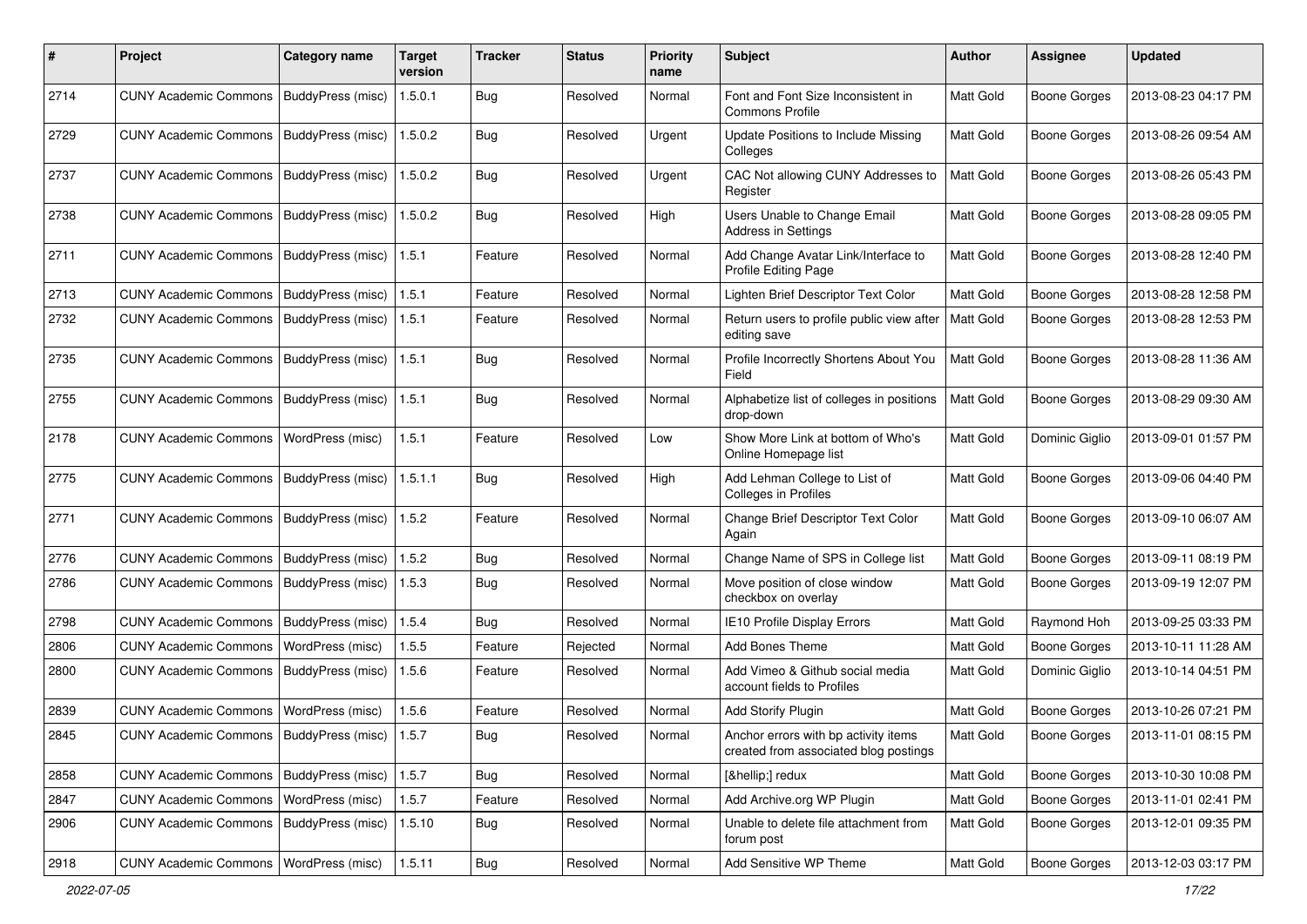| # | Project | Category name | Target version | Tracker | Status | Priority name | Subject | Author | Assignee | Updated |
|---|---|---|---|---|---|---|---|---|---|---|
| 2714 | CUNY Academic Commons | BuddyPress (misc) | 1.5.0.1 | Bug | Resolved | Normal | Font and Font Size Inconsistent in Commons Profile | Matt Gold | Boone Gorges | 2013-08-23 04:17 PM |
| 2729 | CUNY Academic Commons | BuddyPress (misc) | 1.5.0.2 | Bug | Resolved | Urgent | Update Positions to Include Missing Colleges | Matt Gold | Boone Gorges | 2013-08-26 09:54 AM |
| 2737 | CUNY Academic Commons | BuddyPress (misc) | 1.5.0.2 | Bug | Resolved | Urgent | CAC Not allowing CUNY Addresses to Register | Matt Gold | Boone Gorges | 2013-08-26 05:43 PM |
| 2738 | CUNY Academic Commons | BuddyPress (misc) | 1.5.0.2 | Bug | Resolved | High | Users Unable to Change Email Address in Settings | Matt Gold | Boone Gorges | 2013-08-28 09:05 PM |
| 2711 | CUNY Academic Commons | BuddyPress (misc) | 1.5.1 | Feature | Resolved | Normal | Add Change Avatar Link/Interface to Profile Editing Page | Matt Gold | Boone Gorges | 2013-08-28 12:40 PM |
| 2713 | CUNY Academic Commons | BuddyPress (misc) | 1.5.1 | Feature | Resolved | Normal | Lighten Brief Descriptor Text Color | Matt Gold | Boone Gorges | 2013-08-28 12:58 PM |
| 2732 | CUNY Academic Commons | BuddyPress (misc) | 1.5.1 | Feature | Resolved | Normal | Return users to profile public view after editing save | Matt Gold | Boone Gorges | 2013-08-28 12:53 PM |
| 2735 | CUNY Academic Commons | BuddyPress (misc) | 1.5.1 | Bug | Resolved | Normal | Profile Incorrectly Shortens About You Field | Matt Gold | Boone Gorges | 2013-08-28 11:36 AM |
| 2755 | CUNY Academic Commons | BuddyPress (misc) | 1.5.1 | Bug | Resolved | Normal | Alphabetize list of colleges in positions drop-down | Matt Gold | Boone Gorges | 2013-08-29 09:30 AM |
| 2178 | CUNY Academic Commons | WordPress (misc) | 1.5.1 | Feature | Resolved | Low | Show More Link at bottom of Who's Online Homepage list | Matt Gold | Dominic Giglio | 2013-09-01 01:57 PM |
| 2775 | CUNY Academic Commons | BuddyPress (misc) | 1.5.1.1 | Bug | Resolved | High | Add Lehman College to List of Colleges in Profiles | Matt Gold | Boone Gorges | 2013-09-06 04:40 PM |
| 2771 | CUNY Academic Commons | BuddyPress (misc) | 1.5.2 | Feature | Resolved | Normal | Change Brief Descriptor Text Color Again | Matt Gold | Boone Gorges | 2013-09-10 06:07 AM |
| 2776 | CUNY Academic Commons | BuddyPress (misc) | 1.5.2 | Bug | Resolved | Normal | Change Name of SPS in College list | Matt Gold | Boone Gorges | 2013-09-11 08:19 PM |
| 2786 | CUNY Academic Commons | BuddyPress (misc) | 1.5.3 | Bug | Resolved | Normal | Move position of close window checkbox on overlay | Matt Gold | Boone Gorges | 2013-09-19 12:07 PM |
| 2798 | CUNY Academic Commons | BuddyPress (misc) | 1.5.4 | Bug | Resolved | Normal | IE10 Profile Display Errors | Matt Gold | Raymond Hoh | 2013-09-25 03:33 PM |
| 2806 | CUNY Academic Commons | WordPress (misc) | 1.5.5 | Feature | Rejected | Normal | Add Bones Theme | Matt Gold | Boone Gorges | 2013-10-11 11:28 AM |
| 2800 | CUNY Academic Commons | BuddyPress (misc) | 1.5.6 | Feature | Resolved | Normal | Add Vimeo & Github social media account fields to Profiles | Matt Gold | Dominic Giglio | 2013-10-14 04:51 PM |
| 2839 | CUNY Academic Commons | WordPress (misc) | 1.5.6 | Feature | Resolved | Normal | Add Storify Plugin | Matt Gold | Boone Gorges | 2013-10-26 07:21 PM |
| 2845 | CUNY Academic Commons | BuddyPress (misc) | 1.5.7 | Bug | Resolved | Normal | Anchor errors with bp activity items created from associated blog postings | Matt Gold | Boone Gorges | 2013-11-01 08:15 PM |
| 2858 | CUNY Academic Commons | BuddyPress (misc) | 1.5.7 | Bug | Resolved | Normal | [&hellip;] redux | Matt Gold | Boone Gorges | 2013-10-30 10:08 PM |
| 2847 | CUNY Academic Commons | WordPress (misc) | 1.5.7 | Feature | Resolved | Normal | Add Archive.org WP Plugin | Matt Gold | Boone Gorges | 2013-11-01 02:41 PM |
| 2906 | CUNY Academic Commons | BuddyPress (misc) | 1.5.10 | Bug | Resolved | Normal | Unable to delete file attachment from forum post | Matt Gold | Boone Gorges | 2013-12-01 09:35 PM |
| 2918 | CUNY Academic Commons | WordPress (misc) | 1.5.11 | Bug | Resolved | Normal | Add Sensitive WP Theme | Matt Gold | Boone Gorges | 2013-12-03 03:17 PM |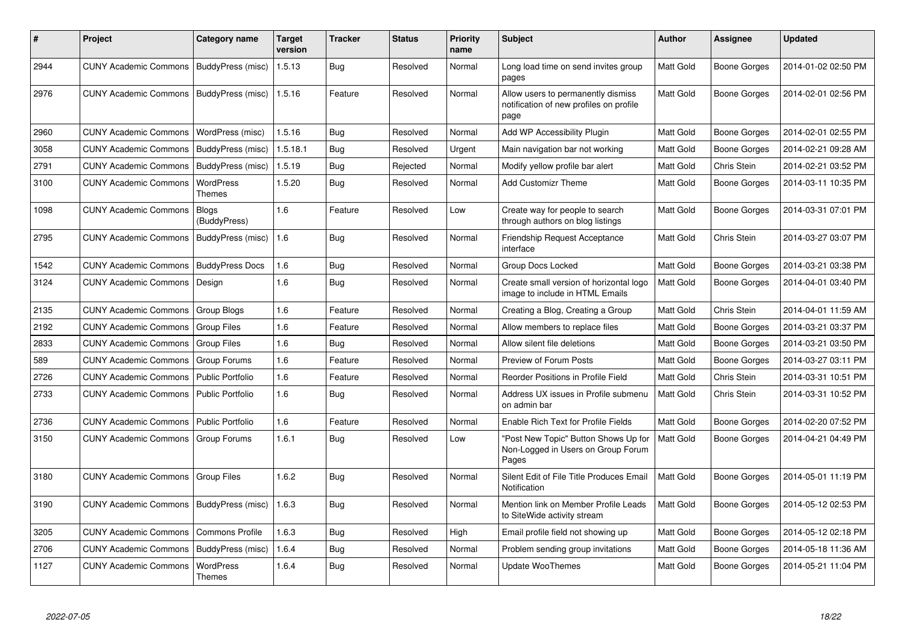| # | Project | Category name | Target version | Tracker | Status | Priority name | Subject | Author | Assignee | Updated |
|---|---|---|---|---|---|---|---|---|---|---|
| 2944 | CUNY Academic Commons | BuddyPress (misc) | 1.5.13 | Bug | Resolved | Normal | Long load time on send invites group pages | Matt Gold | Boone Gorges | 2014-01-02 02:50 PM |
| 2976 | CUNY Academic Commons | BuddyPress (misc) | 1.5.16 | Feature | Resolved | Normal | Allow users to permanently dismiss notification of new profiles on profile page | Matt Gold | Boone Gorges | 2014-02-01 02:56 PM |
| 2960 | CUNY Academic Commons | WordPress (misc) | 1.5.16 | Bug | Resolved | Normal | Add WP Accessibility Plugin | Matt Gold | Boone Gorges | 2014-02-01 02:55 PM |
| 3058 | CUNY Academic Commons | BuddyPress (misc) | 1.5.18.1 | Bug | Resolved | Urgent | Main navigation bar not working | Matt Gold | Boone Gorges | 2014-02-21 09:28 AM |
| 2791 | CUNY Academic Commons | BuddyPress (misc) | 1.5.19 | Bug | Rejected | Normal | Modify yellow profile bar alert | Matt Gold | Chris Stein | 2014-02-21 03:52 PM |
| 3100 | CUNY Academic Commons | WordPress Themes | 1.5.20 | Bug | Resolved | Normal | Add Customizr Theme | Matt Gold | Boone Gorges | 2014-03-11 10:35 PM |
| 1098 | CUNY Academic Commons | Blogs (BuddyPress) | 1.6 | Feature | Resolved | Low | Create way for people to search through authors on blog listings | Matt Gold | Boone Gorges | 2014-03-31 07:01 PM |
| 2795 | CUNY Academic Commons | BuddyPress (misc) | 1.6 | Bug | Resolved | Normal | Friendship Request Acceptance interface | Matt Gold | Chris Stein | 2014-03-27 03:07 PM |
| 1542 | CUNY Academic Commons | BuddyPress Docs | 1.6 | Bug | Resolved | Normal | Group Docs Locked | Matt Gold | Boone Gorges | 2014-03-21 03:38 PM |
| 3124 | CUNY Academic Commons | Design | 1.6 | Bug | Resolved | Normal | Create small version of horizontal logo image to include in HTML Emails | Matt Gold | Boone Gorges | 2014-04-01 03:40 PM |
| 2135 | CUNY Academic Commons | Group Blogs | 1.6 | Feature | Resolved | Normal | Creating a Blog, Creating a Group | Matt Gold | Chris Stein | 2014-04-01 11:59 AM |
| 2192 | CUNY Academic Commons | Group Files | 1.6 | Feature | Resolved | Normal | Allow members to replace files | Matt Gold | Boone Gorges | 2014-03-21 03:37 PM |
| 2833 | CUNY Academic Commons | Group Files | 1.6 | Bug | Resolved | Normal | Allow silent file deletions | Matt Gold | Boone Gorges | 2014-03-21 03:50 PM |
| 589 | CUNY Academic Commons | Group Forums | 1.6 | Feature | Resolved | Normal | Preview of Forum Posts | Matt Gold | Boone Gorges | 2014-03-27 03:11 PM |
| 2726 | CUNY Academic Commons | Public Portfolio | 1.6 | Feature | Resolved | Normal | Reorder Positions in Profile Field | Matt Gold | Chris Stein | 2014-03-31 10:51 PM |
| 2733 | CUNY Academic Commons | Public Portfolio | 1.6 | Bug | Resolved | Normal | Address UX issues in Profile submenu on admin bar | Matt Gold | Chris Stein | 2014-03-31 10:52 PM |
| 2736 | CUNY Academic Commons | Public Portfolio | 1.6 | Feature | Resolved | Normal | Enable Rich Text for Profile Fields | Matt Gold | Boone Gorges | 2014-02-20 07:52 PM |
| 3150 | CUNY Academic Commons | Group Forums | 1.6.1 | Bug | Resolved | Low | "Post New Topic" Button Shows Up for Non-Logged in Users on Group Forum Pages | Matt Gold | Boone Gorges | 2014-04-21 04:49 PM |
| 3180 | CUNY Academic Commons | Group Files | 1.6.2 | Bug | Resolved | Normal | Silent Edit of File Title Produces Email Notification | Matt Gold | Boone Gorges | 2014-05-01 11:19 PM |
| 3190 | CUNY Academic Commons | BuddyPress (misc) | 1.6.3 | Bug | Resolved | Normal | Mention link on Member Profile Leads to SiteWide activity stream | Matt Gold | Boone Gorges | 2014-05-12 02:53 PM |
| 3205 | CUNY Academic Commons | Commons Profile | 1.6.3 | Bug | Resolved | High | Email profile field not showing up | Matt Gold | Boone Gorges | 2014-05-12 02:18 PM |
| 2706 | CUNY Academic Commons | BuddyPress (misc) | 1.6.4 | Bug | Resolved | Normal | Problem sending group invitations | Matt Gold | Boone Gorges | 2014-05-18 11:36 AM |
| 1127 | CUNY Academic Commons | WordPress Themes | 1.6.4 | Bug | Resolved | Normal | Update WooThemes | Matt Gold | Boone Gorges | 2014-05-21 11:04 PM |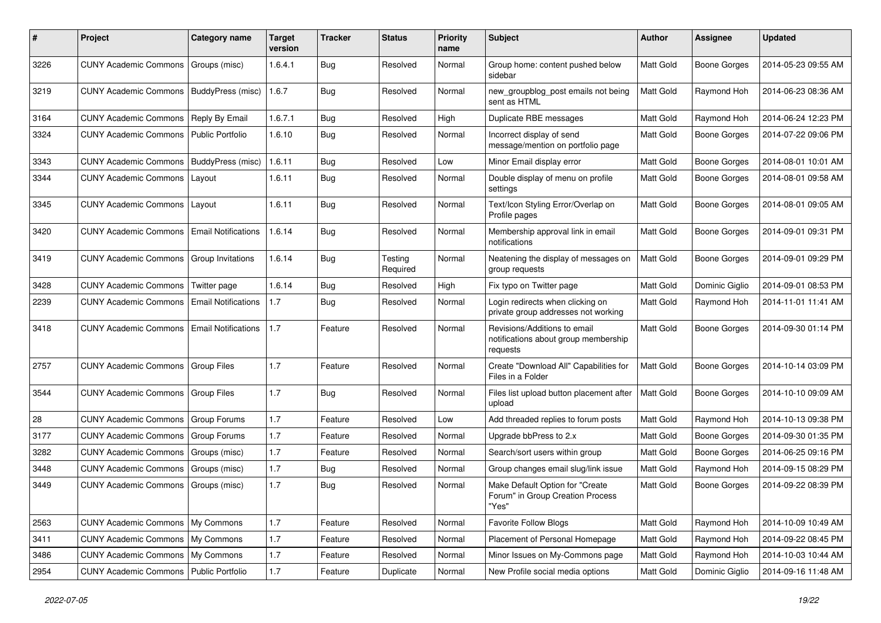| # | Project | Category name | Target version | Tracker | Status | Priority name | Subject | Author | Assignee | Updated |
|---|---|---|---|---|---|---|---|---|---|---|
| 3226 | CUNY Academic Commons | Groups (misc) | 1.6.4.1 | Bug | Resolved | Normal | Group home: content pushed below sidebar | Matt Gold | Boone Gorges | 2014-05-23 09:55 AM |
| 3219 | CUNY Academic Commons | BuddyPress (misc) | 1.6.7 | Bug | Resolved | Normal | new_groupblog_post emails not being sent as HTML | Matt Gold | Raymond Hoh | 2014-06-23 08:36 AM |
| 3164 | CUNY Academic Commons | Reply By Email | 1.6.7.1 | Bug | Resolved | High | Duplicate RBE messages | Matt Gold | Raymond Hoh | 2014-06-24 12:23 PM |
| 3324 | CUNY Academic Commons | Public Portfolio | 1.6.10 | Bug | Resolved | Normal | Incorrect display of send message/mention on portfolio page | Matt Gold | Boone Gorges | 2014-07-22 09:06 PM |
| 3343 | CUNY Academic Commons | BuddyPress (misc) | 1.6.11 | Bug | Resolved | Low | Minor Email display error | Matt Gold | Boone Gorges | 2014-08-01 10:01 AM |
| 3344 | CUNY Academic Commons | Layout | 1.6.11 | Bug | Resolved | Normal | Double display of menu on profile settings | Matt Gold | Boone Gorges | 2014-08-01 09:58 AM |
| 3345 | CUNY Academic Commons | Layout | 1.6.11 | Bug | Resolved | Normal | Text/Icon Styling Error/Overlap on Profile pages | Matt Gold | Boone Gorges | 2014-08-01 09:05 AM |
| 3420 | CUNY Academic Commons | Email Notifications | 1.6.14 | Bug | Resolved | Normal | Membership approval link in email notifications | Matt Gold | Boone Gorges | 2014-09-01 09:31 PM |
| 3419 | CUNY Academic Commons | Group Invitations | 1.6.14 | Bug | Testing Required | Normal | Neatening the display of messages on group requests | Matt Gold | Boone Gorges | 2014-09-01 09:29 PM |
| 3428 | CUNY Academic Commons | Twitter page | 1.6.14 | Bug | Resolved | High | Fix typo on Twitter page | Matt Gold | Dominic Giglio | 2014-09-01 08:53 PM |
| 2239 | CUNY Academic Commons | Email Notifications | 1.7 | Bug | Resolved | Normal | Login redirects when clicking on private group addresses not working | Matt Gold | Raymond Hoh | 2014-11-01 11:41 AM |
| 3418 | CUNY Academic Commons | Email Notifications | 1.7 | Feature | Resolved | Normal | Revisions/Additions to email notifications about group membership requests | Matt Gold | Boone Gorges | 2014-09-30 01:14 PM |
| 2757 | CUNY Academic Commons | Group Files | 1.7 | Feature | Resolved | Normal | Create "Download All" Capabilities for Files in a Folder | Matt Gold | Boone Gorges | 2014-10-14 03:09 PM |
| 3544 | CUNY Academic Commons | Group Files | 1.7 | Bug | Resolved | Normal | Files list upload button placement after upload | Matt Gold | Boone Gorges | 2014-10-10 09:09 AM |
| 28 | CUNY Academic Commons | Group Forums | 1.7 | Feature | Resolved | Low | Add threaded replies to forum posts | Matt Gold | Raymond Hoh | 2014-10-13 09:38 PM |
| 3177 | CUNY Academic Commons | Group Forums | 1.7 | Feature | Resolved | Normal | Upgrade bbPress to 2.x | Matt Gold | Boone Gorges | 2014-09-30 01:35 PM |
| 3282 | CUNY Academic Commons | Groups (misc) | 1.7 | Feature | Resolved | Normal | Search/sort users within group | Matt Gold | Boone Gorges | 2014-06-25 09:16 PM |
| 3448 | CUNY Academic Commons | Groups (misc) | 1.7 | Bug | Resolved | Normal | Group changes email slug/link issue | Matt Gold | Raymond Hoh | 2014-09-15 08:29 PM |
| 3449 | CUNY Academic Commons | Groups (misc) | 1.7 | Bug | Resolved | Normal | Make Default Option for "Create Forum" in Group Creation Process "Yes" | Matt Gold | Boone Gorges | 2014-09-22 08:39 PM |
| 2563 | CUNY Academic Commons | My Commons | 1.7 | Feature | Resolved | Normal | Favorite Follow Blogs | Matt Gold | Raymond Hoh | 2014-10-09 10:49 AM |
| 3411 | CUNY Academic Commons | My Commons | 1.7 | Feature | Resolved | Normal | Placement of Personal Homepage | Matt Gold | Raymond Hoh | 2014-09-22 08:45 PM |
| 3486 | CUNY Academic Commons | My Commons | 1.7 | Feature | Resolved | Normal | Minor Issues on My-Commons page | Matt Gold | Raymond Hoh | 2014-10-03 10:44 AM |
| 2954 | CUNY Academic Commons | Public Portfolio | 1.7 | Feature | Duplicate | Normal | New Profile social media options | Matt Gold | Dominic Giglio | 2014-09-16 11:48 AM |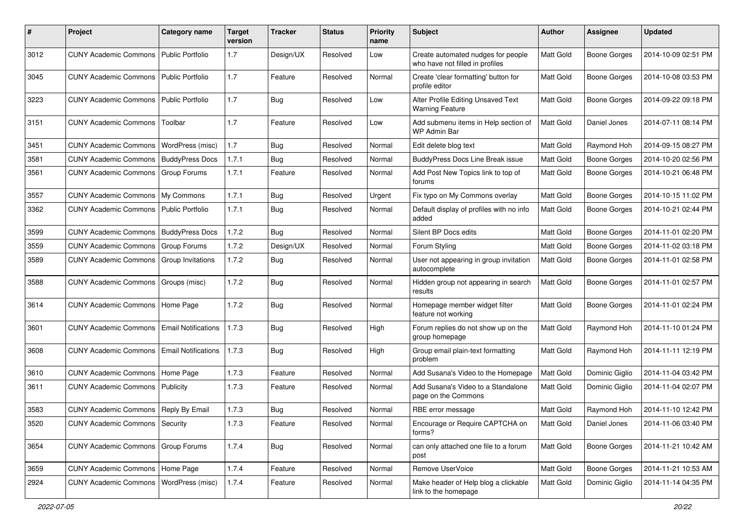| # | Project | Category name | Target version | Tracker | Status | Priority name | Subject | Author | Assignee | Updated |
|---|---|---|---|---|---|---|---|---|---|---|
| 3012 | CUNY Academic Commons | Public Portfolio | 1.7 | Design/UX | Resolved | Low | Create automated nudges for people who have not filled in profiles | Matt Gold | Boone Gorges | 2014-10-09 02:51 PM |
| 3045 | CUNY Academic Commons | Public Portfolio | 1.7 | Feature | Resolved | Normal | Create 'clear formatting' button for profile editor | Matt Gold | Boone Gorges | 2014-10-08 03:53 PM |
| 3223 | CUNY Academic Commons | Public Portfolio | 1.7 | Bug | Resolved | Low | Alter Profile Editing Unsaved Text Warning Feature | Matt Gold | Boone Gorges | 2014-09-22 09:18 PM |
| 3151 | CUNY Academic Commons | Toolbar | 1.7 | Feature | Resolved | Low | Add submenu items in Help section of WP Admin Bar | Matt Gold | Daniel Jones | 2014-07-11 08:14 PM |
| 3451 | CUNY Academic Commons | WordPress (misc) | 1.7 | Bug | Resolved | Normal | Edit delete blog text | Matt Gold | Raymond Hoh | 2014-09-15 08:27 PM |
| 3581 | CUNY Academic Commons | BuddyPress Docs | 1.7.1 | Bug | Resolved | Normal | BuddyPress Docs Line Break issue | Matt Gold | Boone Gorges | 2014-10-20 02:56 PM |
| 3561 | CUNY Academic Commons | Group Forums | 1.7.1 | Feature | Resolved | Normal | Add Post New Topics link to top of forums | Matt Gold | Boone Gorges | 2014-10-21 06:48 PM |
| 3557 | CUNY Academic Commons | My Commons | 1.7.1 | Bug | Resolved | Urgent | Fix typo on My Commons overlay | Matt Gold | Boone Gorges | 2014-10-15 11:02 PM |
| 3362 | CUNY Academic Commons | Public Portfolio | 1.7.1 | Bug | Resolved | Normal | Default display of profiles with no info added | Matt Gold | Boone Gorges | 2014-10-21 02:44 PM |
| 3599 | CUNY Academic Commons | BuddyPress Docs | 1.7.2 | Bug | Resolved | Normal | Silent BP Docs edits | Matt Gold | Boone Gorges | 2014-11-01 02:20 PM |
| 3559 | CUNY Academic Commons | Group Forums | 1.7.2 | Design/UX | Resolved | Normal | Forum Styling | Matt Gold | Boone Gorges | 2014-11-02 03:18 PM |
| 3589 | CUNY Academic Commons | Group Invitations | 1.7.2 | Bug | Resolved | Normal | User not appearing in group invitation autocomplete | Matt Gold | Boone Gorges | 2014-11-01 02:58 PM |
| 3588 | CUNY Academic Commons | Groups (misc) | 1.7.2 | Bug | Resolved | Normal | Hidden group not appearing in search results | Matt Gold | Boone Gorges | 2014-11-01 02:57 PM |
| 3614 | CUNY Academic Commons | Home Page | 1.7.2 | Bug | Resolved | Normal | Homepage member widget filter feature not working | Matt Gold | Boone Gorges | 2014-11-01 02:24 PM |
| 3601 | CUNY Academic Commons | Email Notifications | 1.7.3 | Bug | Resolved | High | Forum replies do not show up on the group homepage | Matt Gold | Raymond Hoh | 2014-11-10 01:24 PM |
| 3608 | CUNY Academic Commons | Email Notifications | 1.7.3 | Bug | Resolved | High | Group email plain-text formatting problem | Matt Gold | Raymond Hoh | 2014-11-11 12:19 PM |
| 3610 | CUNY Academic Commons | Home Page | 1.7.3 | Feature | Resolved | Normal | Add Susana's Video to the Homepage | Matt Gold | Dominic Giglio | 2014-11-04 03:42 PM |
| 3611 | CUNY Academic Commons | Publicity | 1.7.3 | Feature | Resolved | Normal | Add Susana's Video to a Standalone page on the Commons | Matt Gold | Dominic Giglio | 2014-11-04 02:07 PM |
| 3583 | CUNY Academic Commons | Reply By Email | 1.7.3 | Bug | Resolved | Normal | RBE error message | Matt Gold | Raymond Hoh | 2014-11-10 12:42 PM |
| 3520 | CUNY Academic Commons | Security | 1.7.3 | Feature | Resolved | Normal | Encourage or Require CAPTCHA on forms? | Matt Gold | Daniel Jones | 2014-11-06 03:40 PM |
| 3654 | CUNY Academic Commons | Group Forums | 1.7.4 | Bug | Resolved | Normal | can only attached one file to a forum post | Matt Gold | Boone Gorges | 2014-11-21 10:42 AM |
| 3659 | CUNY Academic Commons | Home Page | 1.7.4 | Feature | Resolved | Normal | Remove UserVoice | Matt Gold | Boone Gorges | 2014-11-21 10:53 AM |
| 2924 | CUNY Academic Commons | WordPress (misc) | 1.7.4 | Feature | Resolved | Normal | Make header of Help blog a clickable link to the homepage | Matt Gold | Dominic Giglio | 2014-11-14 04:35 PM |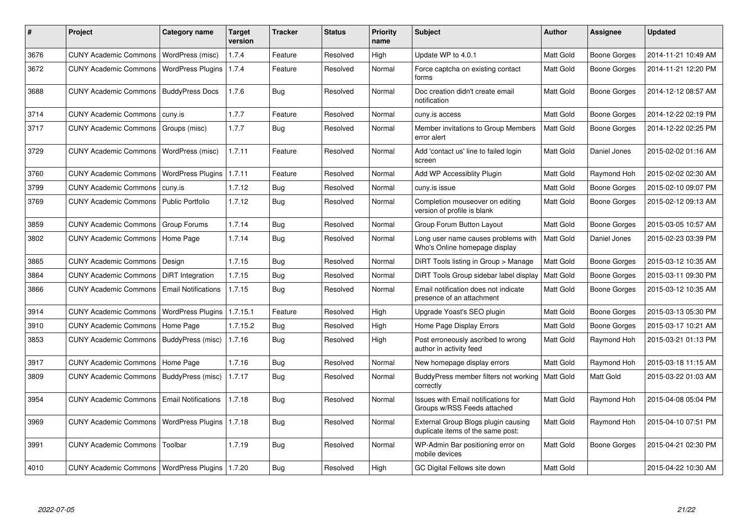| # | Project | Category name | Target version | Tracker | Status | Priority name | Subject | Author | Assignee | Updated |
|---|---|---|---|---|---|---|---|---|---|---|
| 3676 | CUNY Academic Commons | WordPress (misc) | 1.7.4 | Feature | Resolved | High | Update WP to 4.0.1 | Matt Gold | Boone Gorges | 2014-11-21 10:49 AM |
| 3672 | CUNY Academic Commons | WordPress Plugins | 1.7.4 | Feature | Resolved | Normal | Force captcha on existing contact forms | Matt Gold | Boone Gorges | 2014-11-21 12:20 PM |
| 3688 | CUNY Academic Commons | BuddyPress Docs | 1.7.6 | Bug | Resolved | Normal | Doc creation didn't create email notification | Matt Gold | Boone Gorges | 2014-12-12 08:57 AM |
| 3714 | CUNY Academic Commons | cuny.is | 1.7.7 | Feature | Resolved | Normal | cuny.is access | Matt Gold | Boone Gorges | 2014-12-22 02:19 PM |
| 3717 | CUNY Academic Commons | Groups (misc) | 1.7.7 | Bug | Resolved | Normal | Member invitations to Group Members error alert | Matt Gold | Boone Gorges | 2014-12-22 02:25 PM |
| 3729 | CUNY Academic Commons | WordPress (misc) | 1.7.11 | Feature | Resolved | Normal | Add 'contact us' line to failed login screen | Matt Gold | Daniel Jones | 2015-02-02 01:16 AM |
| 3760 | CUNY Academic Commons | WordPress Plugins | 1.7.11 | Feature | Resolved | Normal | Add WP Accessiblity Plugin | Matt Gold | Raymond Hoh | 2015-02-02 02:30 AM |
| 3799 | CUNY Academic Commons | cuny.is | 1.7.12 | Bug | Resolved | Normal | cuny.is issue | Matt Gold | Boone Gorges | 2015-02-10 09:07 PM |
| 3769 | CUNY Academic Commons | Public Portfolio | 1.7.12 | Bug | Resolved | Normal | Completion mouseover on editing version of profile is blank | Matt Gold | Boone Gorges | 2015-02-12 09:13 AM |
| 3859 | CUNY Academic Commons | Group Forums | 1.7.14 | Bug | Resolved | Normal | Group Forum Button Layout | Matt Gold | Boone Gorges | 2015-03-05 10:57 AM |
| 3802 | CUNY Academic Commons | Home Page | 1.7.14 | Bug | Resolved | Normal | Long user name causes problems with Who's Online homepage display | Matt Gold | Daniel Jones | 2015-02-23 03:39 PM |
| 3865 | CUNY Academic Commons | Design | 1.7.15 | Bug | Resolved | Normal | DiRT Tools listing in Group > Manage | Matt Gold | Boone Gorges | 2015-03-12 10:35 AM |
| 3864 | CUNY Academic Commons | DiRT Integration | 1.7.15 | Bug | Resolved | Normal | DiRT Tools Group sidebar label display | Matt Gold | Boone Gorges | 2015-03-11 09:30 PM |
| 3866 | CUNY Academic Commons | Email Notifications | 1.7.15 | Bug | Resolved | Normal | Email notification does not indicate presence of an attachment | Matt Gold | Boone Gorges | 2015-03-12 10:35 AM |
| 3914 | CUNY Academic Commons | WordPress Plugins | 1.7.15.1 | Feature | Resolved | High | Upgrade Yoast's SEO plugin | Matt Gold | Boone Gorges | 2015-03-13 05:30 PM |
| 3910 | CUNY Academic Commons | Home Page | 1.7.15.2 | Bug | Resolved | High | Home Page Display Errors | Matt Gold | Boone Gorges | 2015-03-17 10:21 AM |
| 3853 | CUNY Academic Commons | BuddyPress (misc) | 1.7.16 | Bug | Resolved | High | Post erroneously ascribed to wrong author in activity feed | Matt Gold | Raymond Hoh | 2015-03-21 01:13 PM |
| 3917 | CUNY Academic Commons | Home Page | 1.7.16 | Bug | Resolved | Normal | New homepage display errors | Matt Gold | Raymond Hoh | 2015-03-18 11:15 AM |
| 3809 | CUNY Academic Commons | BuddyPress (misc) | 1.7.17 | Bug | Resolved | Normal | BuddyPress member filters not working correctly | Matt Gold | Matt Gold | 2015-03-22 01:03 AM |
| 3954 | CUNY Academic Commons | Email Notifications | 1.7.18 | Bug | Resolved | Normal | Issues with Email notifications for Groups w/RSS Feeds attached | Matt Gold | Raymond Hoh | 2015-04-08 05:04 PM |
| 3969 | CUNY Academic Commons | WordPress Plugins | 1.7.18 | Bug | Resolved | Normal | External Group Blogs plugin causing duplicate items of the same post: | Matt Gold | Raymond Hoh | 2015-04-10 07:51 PM |
| 3991 | CUNY Academic Commons | Toolbar | 1.7.19 | Bug | Resolved | Normal | WP-Admin Bar positioning error on mobile devices | Matt Gold | Boone Gorges | 2015-04-21 02:30 PM |
| 4010 | CUNY Academic Commons | WordPress Plugins | 1.7.20 | Bug | Resolved | High | GC Digital Fellows site down | Matt Gold | | 2015-04-22 10:30 AM |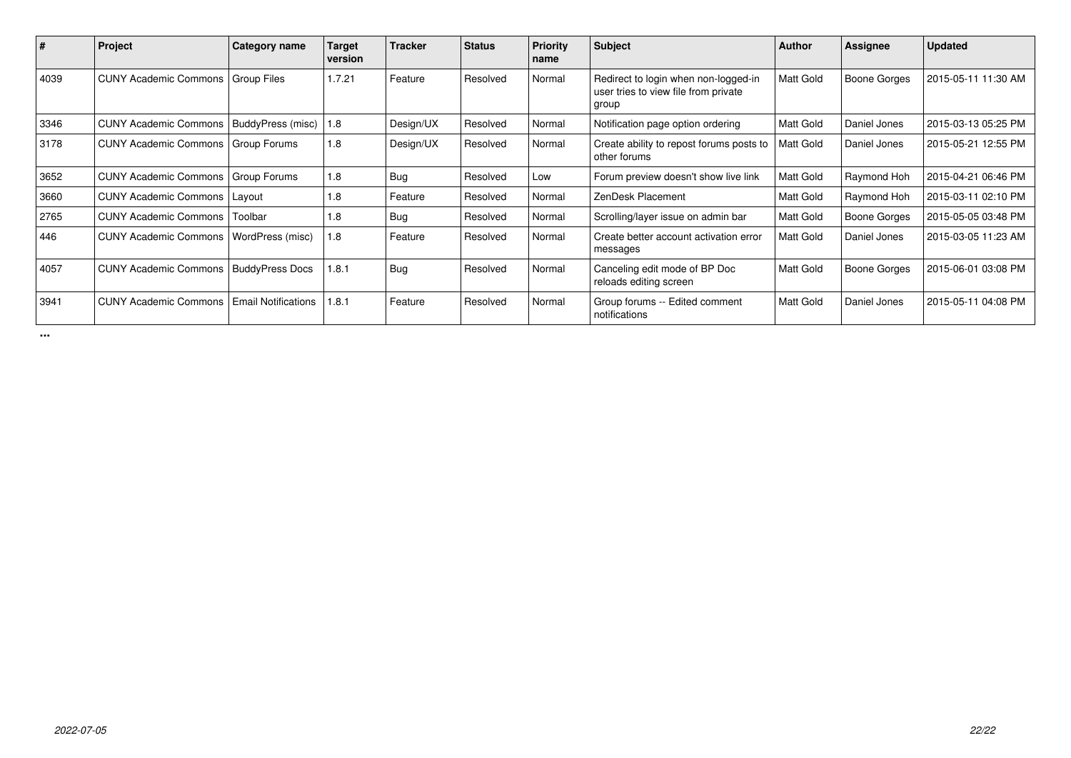| # | Project | Category name | Target version | Tracker | Status | Priority name | Subject | Author | Assignee | Updated |
|---|---|---|---|---|---|---|---|---|---|---|
| 4039 | CUNY Academic Commons | Group Files | 1.7.21 | Feature | Resolved | Normal | Redirect to login when non-logged-in user tries to view file from private group | Matt Gold | Boone Gorges | 2015-05-11 11:30 AM |
| 3346 | CUNY Academic Commons | BuddyPress (misc) | 1.8 | Design/UX | Resolved | Normal | Notification page option ordering | Matt Gold | Daniel Jones | 2015-03-13 05:25 PM |
| 3178 | CUNY Academic Commons | Group Forums | 1.8 | Design/UX | Resolved | Normal | Create ability to repost forums posts to other forums | Matt Gold | Daniel Jones | 2015-05-21 12:55 PM |
| 3652 | CUNY Academic Commons | Group Forums | 1.8 | Bug | Resolved | Low | Forum preview doesn't show live link | Matt Gold | Raymond Hoh | 2015-04-21 06:46 PM |
| 3660 | CUNY Academic Commons | Layout | 1.8 | Feature | Resolved | Normal | ZenDesk Placement | Matt Gold | Raymond Hoh | 2015-03-11 02:10 PM |
| 2765 | CUNY Academic Commons | Toolbar | 1.8 | Bug | Resolved | Normal | Scrolling/layer issue on admin bar | Matt Gold | Boone Gorges | 2015-05-05 03:48 PM |
| 446 | CUNY Academic Commons | WordPress (misc) | 1.8 | Feature | Resolved | Normal | Create better account activation error messages | Matt Gold | Daniel Jones | 2015-03-05 11:23 AM |
| 4057 | CUNY Academic Commons | BuddyPress Docs | 1.8.1 | Bug | Resolved | Normal | Canceling edit mode of BP Doc reloads editing screen | Matt Gold | Boone Gorges | 2015-06-01 03:08 PM |
| 3941 | CUNY Academic Commons | Email Notifications | 1.8.1 | Feature | Resolved | Normal | Group forums -- Edited comment notifications | Matt Gold | Daniel Jones | 2015-05-11 04:08 PM |

...